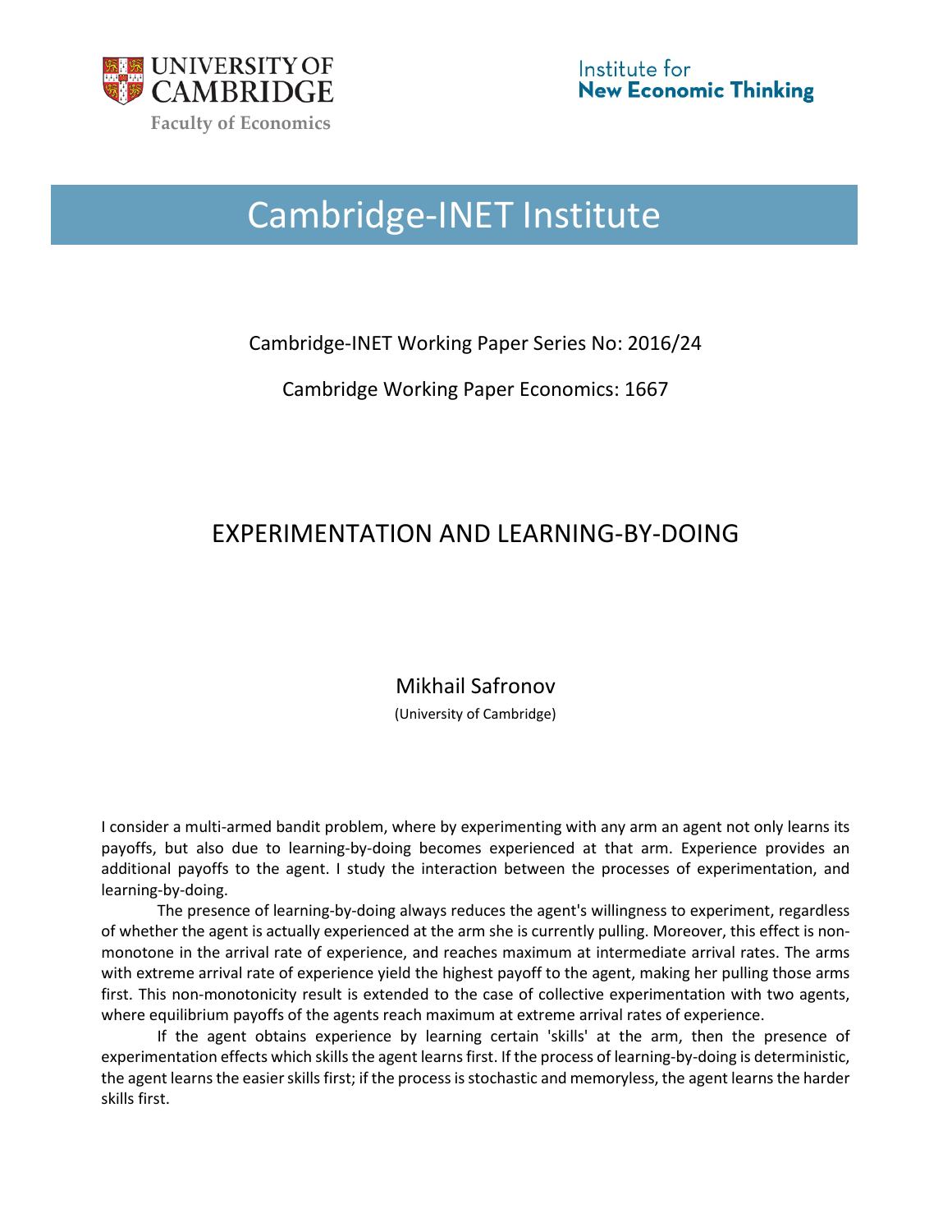UNIVERSITY OF CAMBRIDGE

Faculty of Economics

Institute for **New Economic Thinking**

# Cambridge-INET Institute

Cambridge-INET Working Paper Series No: 2016/24

Cambridge Working Paper Economics: 1667

## EXPERIMENTATION AND LEARNING-BY-DOING

Mikhail Safronov

(University of Cambridge)

I consider a multi-armed bandit problem, where by experimenting with any arm an agent not only learns its payoffs, but also due to learning-by-doing becomes experienced at that arm. Experience provides an additional payoffs to the agent. I study the interaction between the processes of experimentation, and learning-by-doing.

The presence of learning-by-doing always reduces the agent's willingness to experiment, regardless of whether the agent is actually experienced at the arm she is currently pulling. Moreover, this effect is non-monotone in the arrival rate of experience, and reaches maximum at intermediate arrival rates. The arms with extreme arrival rate of experience yield the highest payoff to the agent, making her pulling those arms first. This non-monotonicity result is extended to the case of collective experimentation with two agents, where equilibrium payoffs of the agents reach maximum at extreme arrival rates of experience.

If the agent obtains experience by learning certain 'skills' at the arm, then the presence of experimentation effects which skills the agent learns first. If the process of learning-by-doing is deterministic, the agent learns the easier skills first; if the process is stochastic and memoryless, the agent learns the harder skills first.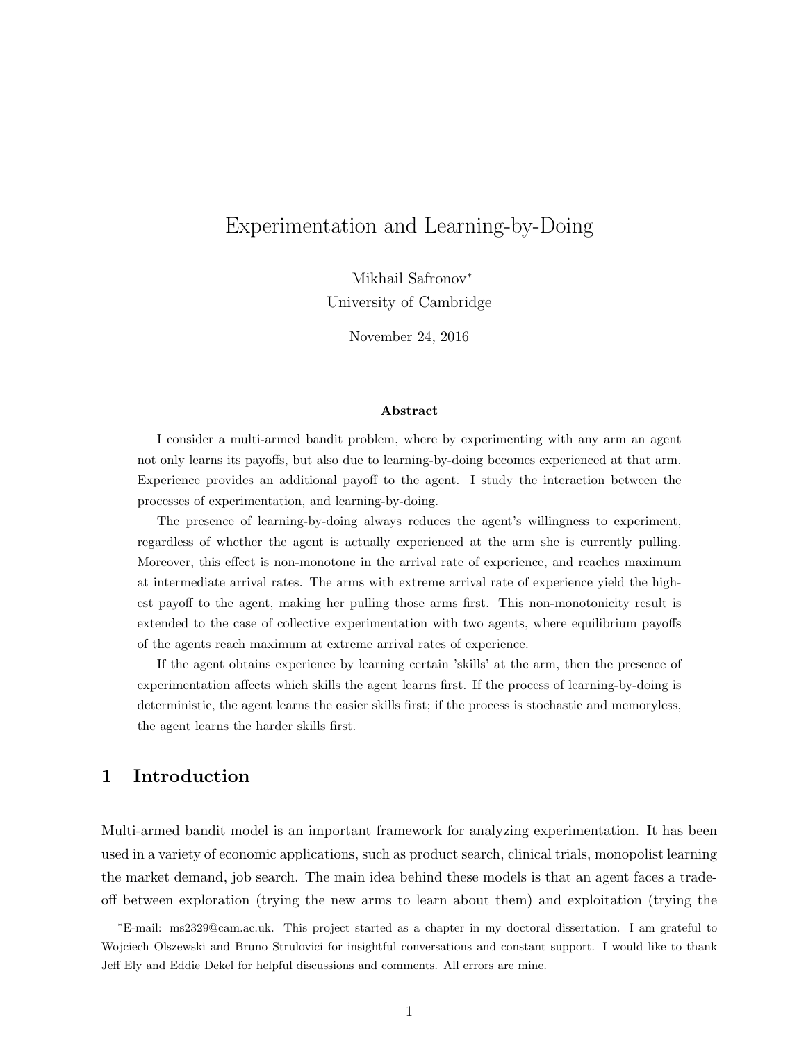# Experimentation and Learning-by-Doing

Mikhail Safronov[*]
University of Cambridge

November 24, 2016

**Abstract**

I consider a multi-armed bandit problem, where by experimenting with any arm an agent not only learns its payoffs, but also due to learning-by-doing becomes experienced at that arm. Experience provides an additional payoff to the agent. I study the interaction between the processes of experimentation, and learning-by-doing.

The presence of learning-by-doing always reduces the agent's willingness to experiment, regardless of whether the agent is actually experienced at the arm she is currently pulling. Moreover, this effect is non-monotone in the arrival rate of experience, and reaches maximum at intermediate arrival rates. The arms with extreme arrival rate of experience yield the highest payoff to the agent, making her pulling those arms first. This non-monotonicity result is extended to the case of collective experimentation with two agents, where equilibrium payoffs of the agents reach maximum at extreme arrival rates of experience.

If the agent obtains experience by learning certain 'skills' at the arm, then the presence of experimentation affects which skills the agent learns first. If the process of learning-by-doing is deterministic, the agent learns the easier skills first; if the process is stochastic and memoryless, the agent learns the harder skills first.

## 1 Introduction

Multi-armed bandit model is an important framework for analyzing experimentation. It has been used in a variety of economic applications, such as product search, clinical trials, monopolist learning the market demand, job search. The main idea behind these models is that an agent faces a trade-off between exploration (trying the new arms to learn about them) and exploitation (trying the

---

[*] E-mail: ms2329@cam.ac.uk. This project started as a chapter in my doctoral dissertation. I am grateful to Wojciech Olszewski and Bruno Strulovici for insightful conversations and constant support. I would like to thank Jeff Ely and Eddie Dekel for helpful discussions and comments. All errors are mine.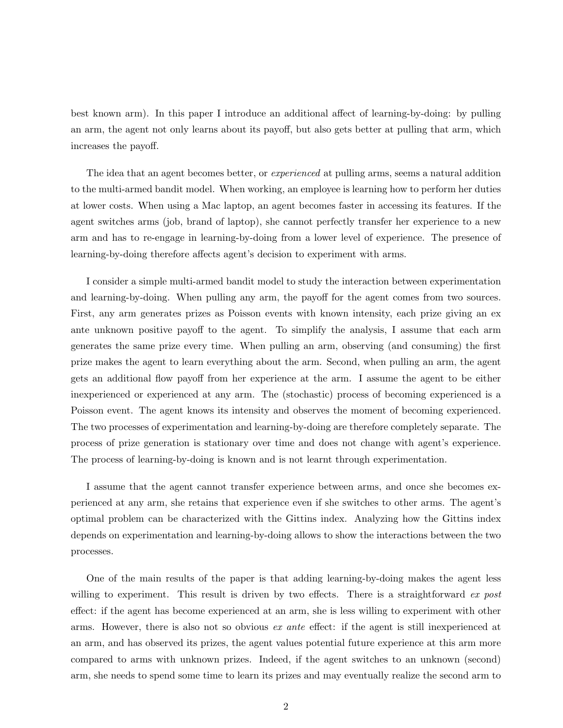best known arm). In this paper I introduce an additional affect of learning-by-doing: by pulling an arm, the agent not only learns about its payoff, but also gets better at pulling that arm, which increases the payoff.

The idea that an agent becomes better, or *experienced* at pulling arms, seems a natural addition to the multi-armed bandit model. When working, an employee is learning how to perform her duties at lower costs. When using a Mac laptop, an agent becomes faster in accessing its features. If the agent switches arms (job, brand of laptop), she cannot perfectly transfer her experience to a new arm and has to re-engage in learning-by-doing from a lower level of experience. The presence of learning-by-doing therefore affects agent's decision to experiment with arms.

I consider a simple multi-armed bandit model to study the interaction between experimentation and learning-by-doing. When pulling any arm, the payoff for the agent comes from two sources. First, any arm generates prizes as Poisson events with known intensity, each prize giving an ex ante unknown positive payoff to the agent. To simplify the analysis, I assume that each arm generates the same prize every time. When pulling an arm, observing (and consuming) the first prize makes the agent to learn everything about the arm. Second, when pulling an arm, the agent gets an additional flow payoff from her experience at the arm. I assume the agent to be either inexperienced or experienced at any arm. The (stochastic) process of becoming experienced is a Poisson event. The agent knows its intensity and observes the moment of becoming experienced. The two processes of experimentation and learning-by-doing are therefore completely separate. The process of prize generation is stationary over time and does not change with agent's experience. The process of learning-by-doing is known and is not learnt through experimentation.

I assume that the agent cannot transfer experience between arms, and once she becomes experienced at any arm, she retains that experience even if she switches to other arms. The agent's optimal problem can be characterized with the Gittins index. Analyzing how the Gittins index depends on experimentation and learning-by-doing allows to show the interactions between the two processes.

One of the main results of the paper is that adding learning-by-doing makes the agent less willing to experiment. This result is driven by two effects. There is a straightforward *ex post* effect: if the agent has become experienced at an arm, she is less willing to experiment with other arms. However, there is also not so obvious *ex ante* effect: if the agent is still inexperienced at an arm, and has observed its prizes, the agent values potential future experience at this arm more compared to arms with unknown prizes. Indeed, if the agent switches to an unknown (second) arm, she needs to spend some time to learn its prizes and may eventually realize the second arm to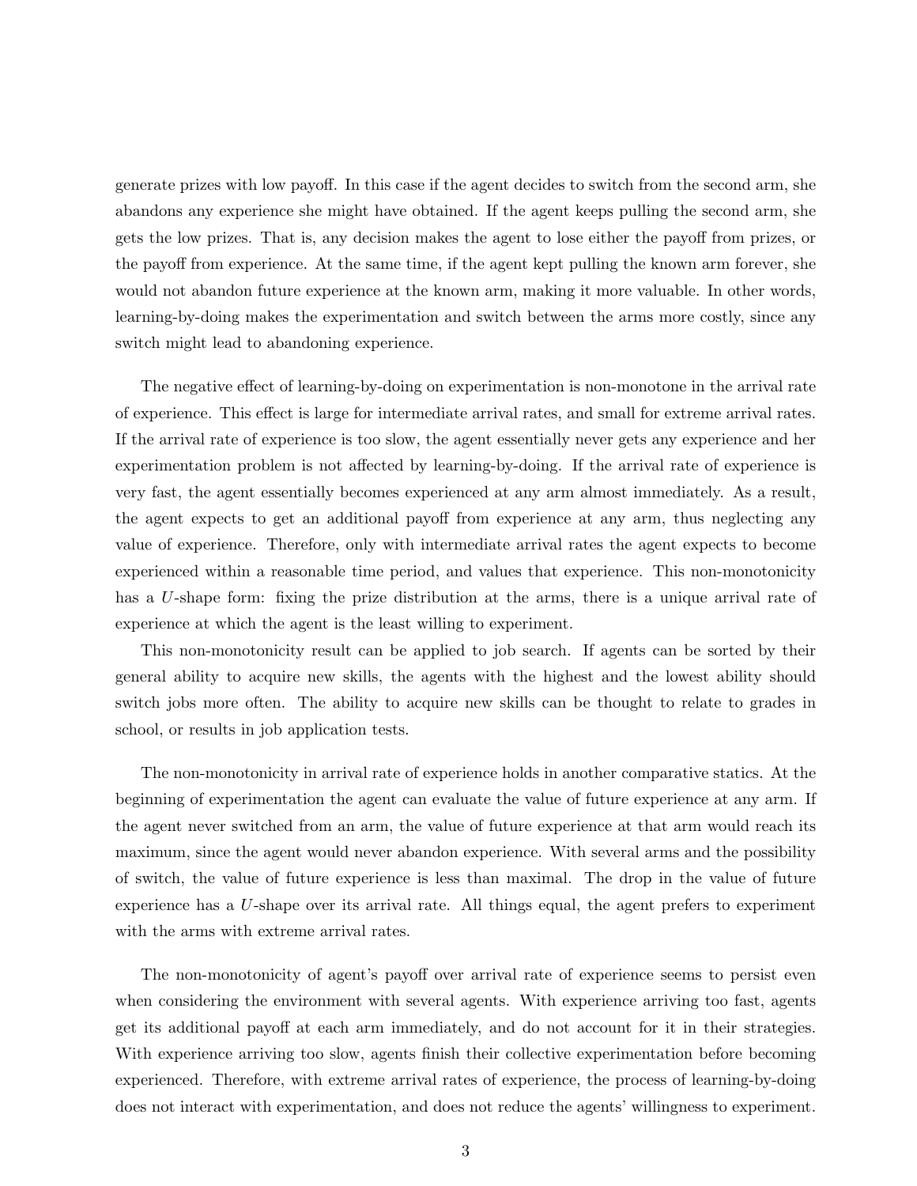generate prizes with low payoff. In this case if the agent decides to switch from the second arm, she abandons any experience she might have obtained. If the agent keeps pulling the second arm, she gets the low prizes. That is, any decision makes the agent to lose either the payoff from prizes, or the payoff from experience. At the same time, if the agent kept pulling the known arm forever, she would not abandon future experience at the known arm, making it more valuable. In other words, learning-by-doing makes the experimentation and switch between the arms more costly, since any switch might lead to abandoning experience.

The negative effect of learning-by-doing on experimentation is non-monotone in the arrival rate of experience. This effect is large for intermediate arrival rates, and small for extreme arrival rates. If the arrival rate of experience is too slow, the agent essentially never gets any experience and her experimentation problem is not affected by learning-by-doing. If the arrival rate of experience is very fast, the agent essentially becomes experienced at any arm almost immediately. As a result, the agent expects to get an additional payoff from experience at any arm, thus neglecting any value of experience. Therefore, only with intermediate arrival rates the agent expects to become experienced within a reasonable time period, and values that experience. This non-monotonicity has a $U$-shape form: fixing the prize distribution at the arms, there is a unique arrival rate of experience at which the agent is the least willing to experiment.

This non-monotonicity result can be applied to job search. If agents can be sorted by their general ability to acquire new skills, the agents with the highest and the lowest ability should switch jobs more often. The ability to acquire new skills can be thought to relate to grades in school, or results in job application tests.

The non-monotonicity in arrival rate of experience holds in another comparative statics. At the beginning of experimentation the agent can evaluate the value of future experience at any arm. If the agent never switched from an arm, the value of future experience at that arm would reach its maximum, since the agent would never abandon experience. With several arms and the possibility of switch, the value of future experience is less than maximal. The drop in the value of future experience has a $U$-shape over its arrival rate. All things equal, the agent prefers to experiment with the arms with extreme arrival rates.

The non-monotonicity of agent's payoff over arrival rate of experience seems to persist even when considering the environment with several agents. With experience arriving too fast, agents get its additional payoff at each arm immediately, and do not account for it in their strategies. With experience arriving too slow, agents finish their collective experimentation before becoming experienced. Therefore, with extreme arrival rates of experience, the process of learning-by-doing does not interact with experimentation, and does not reduce the agents' willingness to experiment.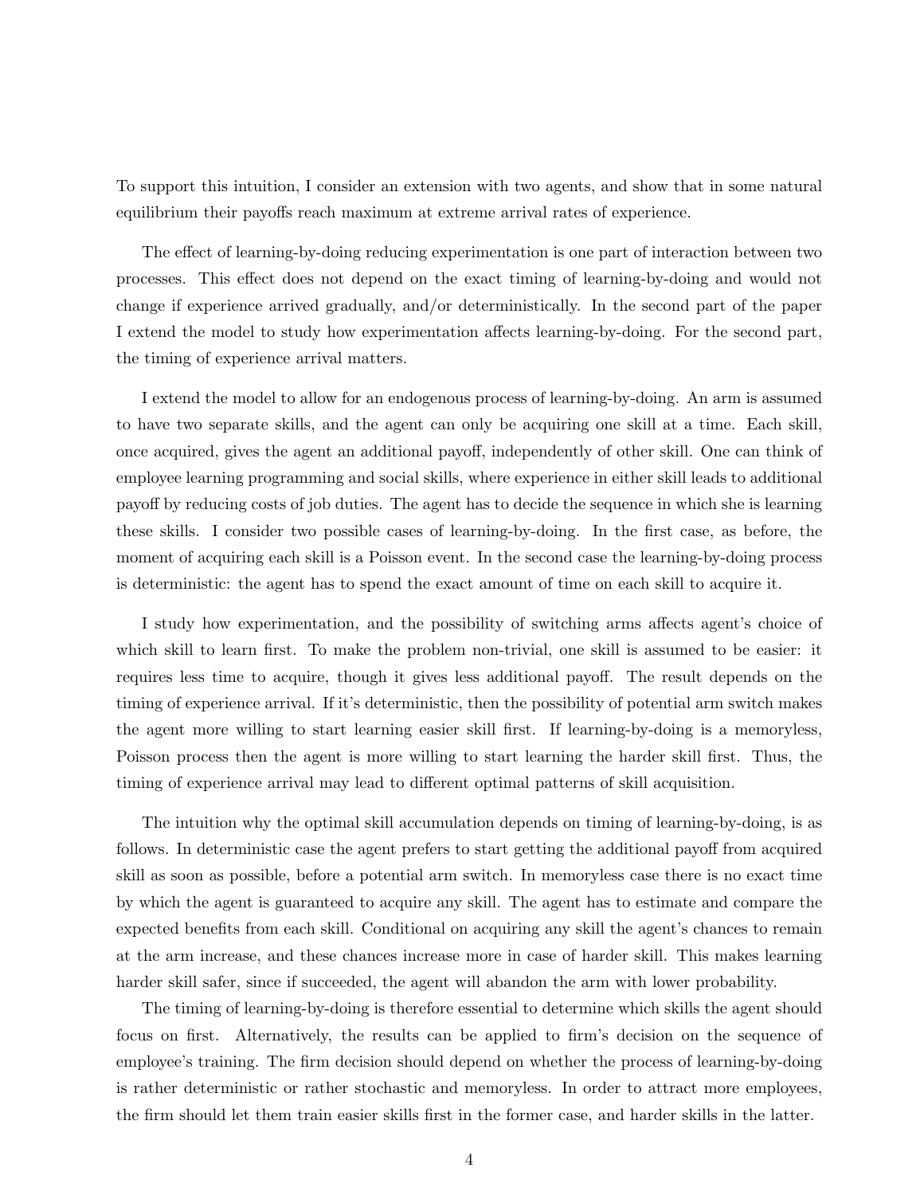To support this intuition, I consider an extension with two agents, and show that in some natural equilibrium their payoffs reach maximum at extreme arrival rates of experience.

The effect of learning-by-doing reducing experimentation is one part of interaction between two processes. This effect does not depend on the exact timing of learning-by-doing and would not change if experience arrived gradually, and/or deterministically. In the second part of the paper I extend the model to study how experimentation affects learning-by-doing. For the second part, the timing of experience arrival matters.

I extend the model to allow for an endogenous process of learning-by-doing. An arm is assumed to have two separate skills, and the agent can only be acquiring one skill at a time. Each skill, once acquired, gives the agent an additional payoff, independently of other skill. One can think of employee learning programming and social skills, where experience in either skill leads to additional payoff by reducing costs of job duties. The agent has to decide the sequence in which she is learning these skills. I consider two possible cases of learning-by-doing. In the first case, as before, the moment of acquiring each skill is a Poisson event. In the second case the learning-by-doing process is deterministic: the agent has to spend the exact amount of time on each skill to acquire it.

I study how experimentation, and the possibility of switching arms affects agent's choice of which skill to learn first. To make the problem non-trivial, one skill is assumed to be easier: it requires less time to acquire, though it gives less additional payoff. The result depends on the timing of experience arrival. If it's deterministic, then the possibility of potential arm switch makes the agent more willing to start learning easier skill first. If learning-by-doing is a memoryless, Poisson process then the agent is more willing to start learning the harder skill first. Thus, the timing of experience arrival may lead to different optimal patterns of skill acquisition.

The intuition why the optimal skill accumulation depends on timing of learning-by-doing, is as follows. In deterministic case the agent prefers to start getting the additional payoff from acquired skill as soon as possible, before a potential arm switch. In memoryless case there is no exact time by which the agent is guaranteed to acquire any skill. The agent has to estimate and compare the expected benefits from each skill. Conditional on acquiring any skill the agent's chances to remain at the arm increase, and these chances increase more in case of harder skill. This makes learning harder skill safer, since if succeeded, the agent will abandon the arm with lower probability.

The timing of learning-by-doing is therefore essential to determine which skills the agent should focus on first. Alternatively, the results can be applied to firm's decision on the sequence of employee's training. The firm decision should depend on whether the process of learning-by-doing is rather deterministic or rather stochastic and memoryless. In order to attract more employees, the firm should let them train easier skills first in the former case, and harder skills in the latter.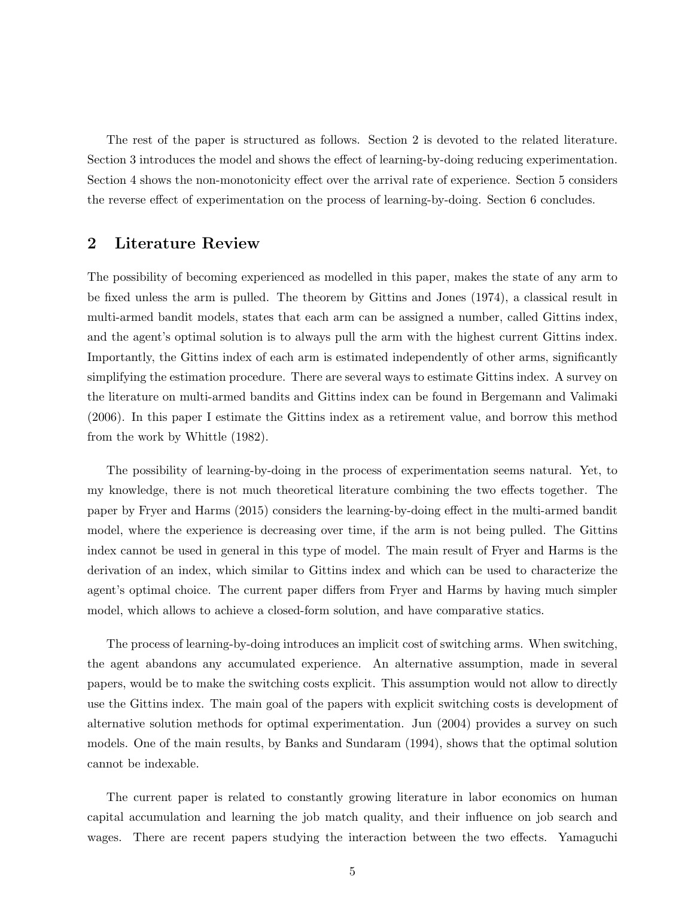The rest of the paper is structured as follows. Section 2 is devoted to the related literature. Section 3 introduces the model and shows the effect of learning-by-doing reducing experimentation. Section 4 shows the non-monotonicity effect over the arrival rate of experience. Section 5 considers the reverse effect of experimentation on the process of learning-by-doing. Section 6 concludes.

## 2 Literature Review

The possibility of becoming experienced as modelled in this paper, makes the state of any arm to be fixed unless the arm is pulled. The theorem by Gittins and Jones (1974), a classical result in multi-armed bandit models, states that each arm can be assigned a number, called Gittins index, and the agent's optimal solution is to always pull the arm with the highest current Gittins index. Importantly, the Gittins index of each arm is estimated independently of other arms, significantly simplifying the estimation procedure. There are several ways to estimate Gittins index. A survey on the literature on multi-armed bandits and Gittins index can be found in Bergemann and Valimaki (2006). In this paper I estimate the Gittins index as a retirement value, and borrow this method from the work by Whittle (1982).

The possibility of learning-by-doing in the process of experimentation seems natural. Yet, to my knowledge, there is not much theoretical literature combining the two effects together. The paper by Fryer and Harms (2015) considers the learning-by-doing effect in the multi-armed bandit model, where the experience is decreasing over time, if the arm is not being pulled. The Gittins index cannot be used in general in this type of model. The main result of Fryer and Harms is the derivation of an index, which similar to Gittins index and which can be used to characterize the agent's optimal choice. The current paper differs from Fryer and Harms by having much simpler model, which allows to achieve a closed-form solution, and have comparative statics.

The process of learning-by-doing introduces an implicit cost of switching arms. When switching, the agent abandons any accumulated experience. An alternative assumption, made in several papers, would be to make the switching costs explicit. This assumption would not allow to directly use the Gittins index. The main goal of the papers with explicit switching costs is development of alternative solution methods for optimal experimentation. Jun (2004) provides a survey on such models. One of the main results, by Banks and Sundaram (1994), shows that the optimal solution cannot be indexable.

The current paper is related to constantly growing literature in labor economics on human capital accumulation and learning the job match quality, and their influence on job search and wages. There are recent papers studying the interaction between the two effects. Yamaguchi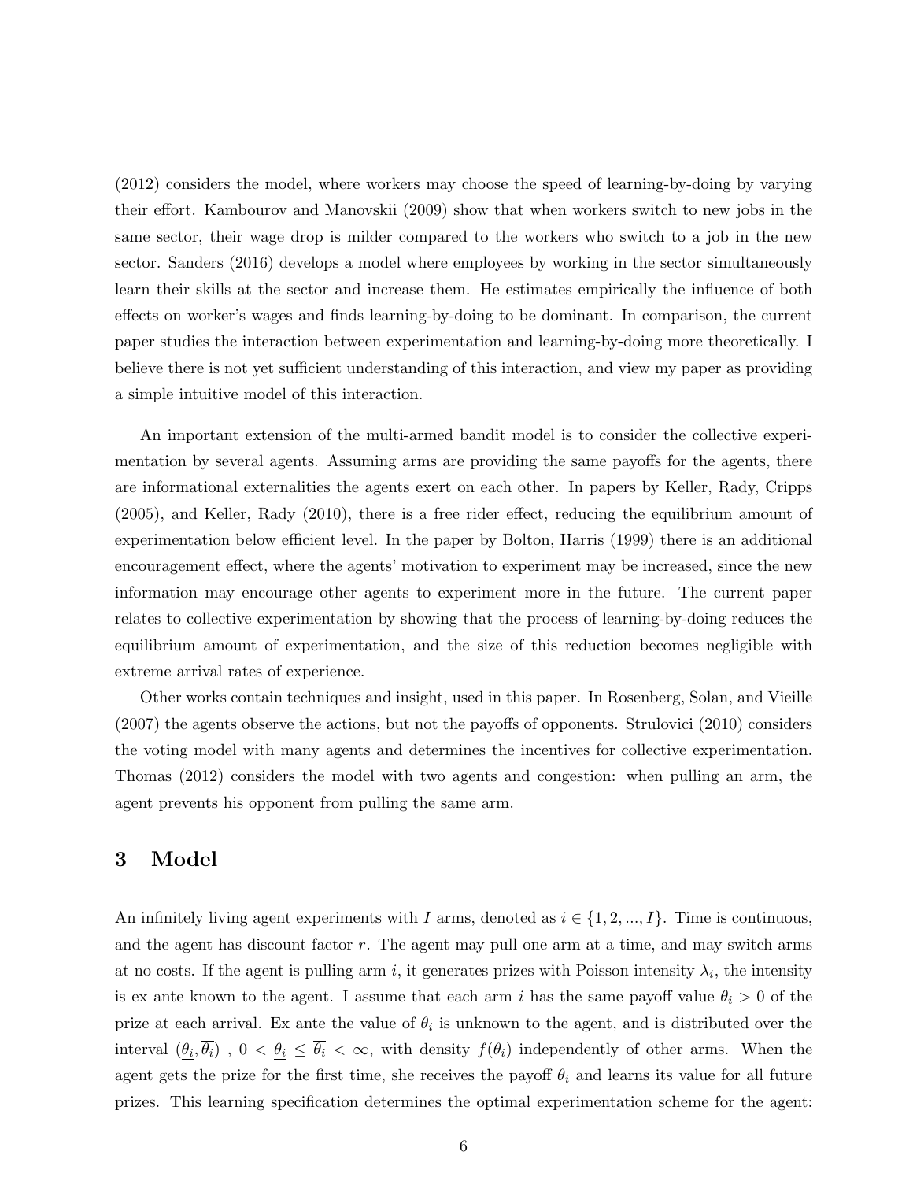(2012) considers the model, where workers may choose the speed of learning-by-doing by varying their effort. Kambourov and Manovskii (2009) show that when workers switch to new jobs in the same sector, their wage drop is milder compared to the workers who switch to a job in the new sector. Sanders (2016) develops a model where employees by working in the sector simultaneously learn their skills at the sector and increase them. He estimates empirically the influence of both effects on worker's wages and finds learning-by-doing to be dominant. In comparison, the current paper studies the interaction between experimentation and learning-by-doing more theoretically. I believe there is not yet sufficient understanding of this interaction, and view my paper as providing a simple intuitive model of this interaction.

An important extension of the multi-armed bandit model is to consider the collective experimentation by several agents. Assuming arms are providing the same payoffs for the agents, there are informational externalities the agents exert on each other. In papers by Keller, Rady, Cripps (2005), and Keller, Rady (2010), there is a free rider effect, reducing the equilibrium amount of experimentation below efficient level. In the paper by Bolton, Harris (1999) there is an additional encouragement effect, where the agents' motivation to experiment may be increased, since the new information may encourage other agents to experiment more in the future. The current paper relates to collective experimentation by showing that the process of learning-by-doing reduces the equilibrium amount of experimentation, and the size of this reduction becomes negligible with extreme arrival rates of experience.

Other works contain techniques and insight, used in this paper. In Rosenberg, Solan, and Vieille (2007) the agents observe the actions, but not the payoffs of opponents. Strulovici (2010) considers the voting model with many agents and determines the incentives for collective experimentation. Thomas (2012) considers the model with two agents and congestion: when pulling an arm, the agent prevents his opponent from pulling the same arm.

# 3 Model

An infinitely living agent experiments with $I$ arms, denoted as $i \in \{1, 2, ..., I\}$. Time is continuous, and the agent has discount factor $r$. The agent may pull one arm at a time, and may switch arms at no costs. If the agent is pulling arm $i$, it generates prizes with Poisson intensity $\lambda_i$, the intensity is ex ante known to the agent. I assume that each arm $i$ has the same payoff value $\theta_i > 0$ of the prize at each arrival. Ex ante the value of $\theta_i$ is unknown to the agent, and is distributed over the interval $(\underline{\theta_i}, \overline{\theta_i})$ , $0 < \underline{\theta_i} \leq \overline{\theta_i} < \infty$, with density $f(\theta_i)$ independently of other arms. When the agent gets the prize for the first time, she receives the payoff $\theta_i$ and learns its value for all future prizes. This learning specification determines the optimal experimentation scheme for the agent: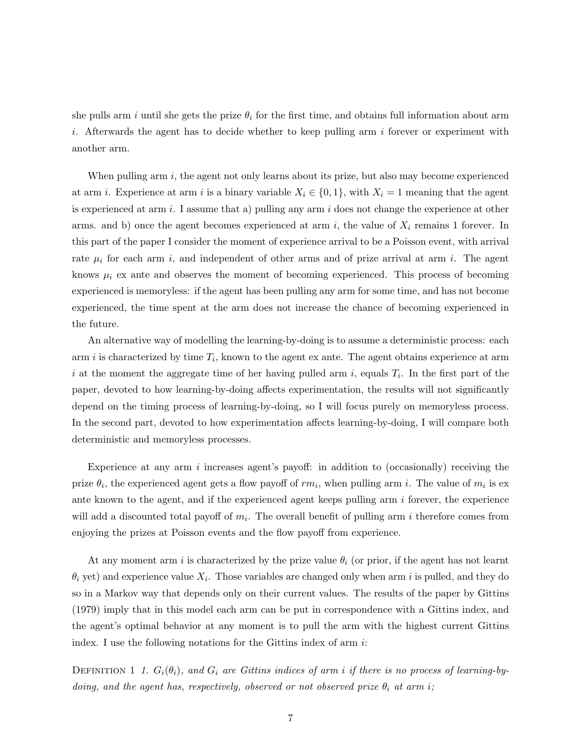she pulls arm $i$ until she gets the prize $\theta_i$ for the first time, and obtains full information about arm $i$. Afterwards the agent has to decide whether to keep pulling arm $i$ forever or experiment with another arm.

When pulling arm $i$, the agent not only learns about its prize, but also may become experienced at arm $i$. Experience at arm $i$ is a binary variable $X_i \in \{0, 1\}$, with $X_i = 1$ meaning that the agent is experienced at arm $i$. I assume that a) pulling any arm $i$ does not change the experience at other arms. and b) once the agent becomes experienced at arm $i$, the value of $X_i$ remains 1 forever. In this part of the paper I consider the moment of experience arrival to be a Poisson event, with arrival rate $\mu_i$ for each arm $i$, and independent of other arms and of prize arrival at arm $i$. The agent knows $\mu_i$ ex ante and observes the moment of becoming experienced. This process of becoming experienced is memoryless: if the agent has been pulling any arm for some time, and has not become experienced, the time spent at the arm does not increase the chance of becoming experienced in the future.

An alternative way of modelling the learning-by-doing is to assume a deterministic process: each arm $i$ is characterized by time $T_i$, known to the agent ex ante. The agent obtains experience at arm $i$ at the moment the aggregate time of her having pulled arm $i$, equals $T_i$. In the first part of the paper, devoted to how learning-by-doing affects experimentation, the results will not significantly depend on the timing process of learning-by-doing, so I will focus purely on memoryless process. In the second part, devoted to how experimentation affects learning-by-doing, I will compare both deterministic and memoryless processes.

Experience at any arm $i$ increases agent's payoff: in addition to (occasionally) receiving the prize $\theta_i$, the experienced agent gets a flow payoff of $rm_i$, when pulling arm $i$. The value of $m_i$ is ex ante known to the agent, and if the experienced agent keeps pulling arm $i$ forever, the experience will add a discounted total payoff of $m_i$. The overall benefit of pulling arm $i$ therefore comes from enjoying the prizes at Poisson events and the flow payoff from experience.

At any moment arm $i$ is characterized by the prize value $\theta_i$ (or prior, if the agent has not learnt $\theta_i$ yet) and experience value $X_i$. Those variables are changed only when arm $i$ is pulled, and they do so in a Markov way that depends only on their current values. The results of the paper by Gittins (1979) imply that in this model each arm can be put in correspondence with a Gittins index, and the agent's optimal behavior at any moment is to pull the arm with the highest current Gittins index. I use the following notations for the Gittins index of arm $i$:

Definition 1 *1. $G_i(\theta_i)$, and $G_i$ are Gittins indices of arm i if there is no process of learning-by-doing, and the agent has, respectively, observed or not observed prize $\theta_i$ at arm i;*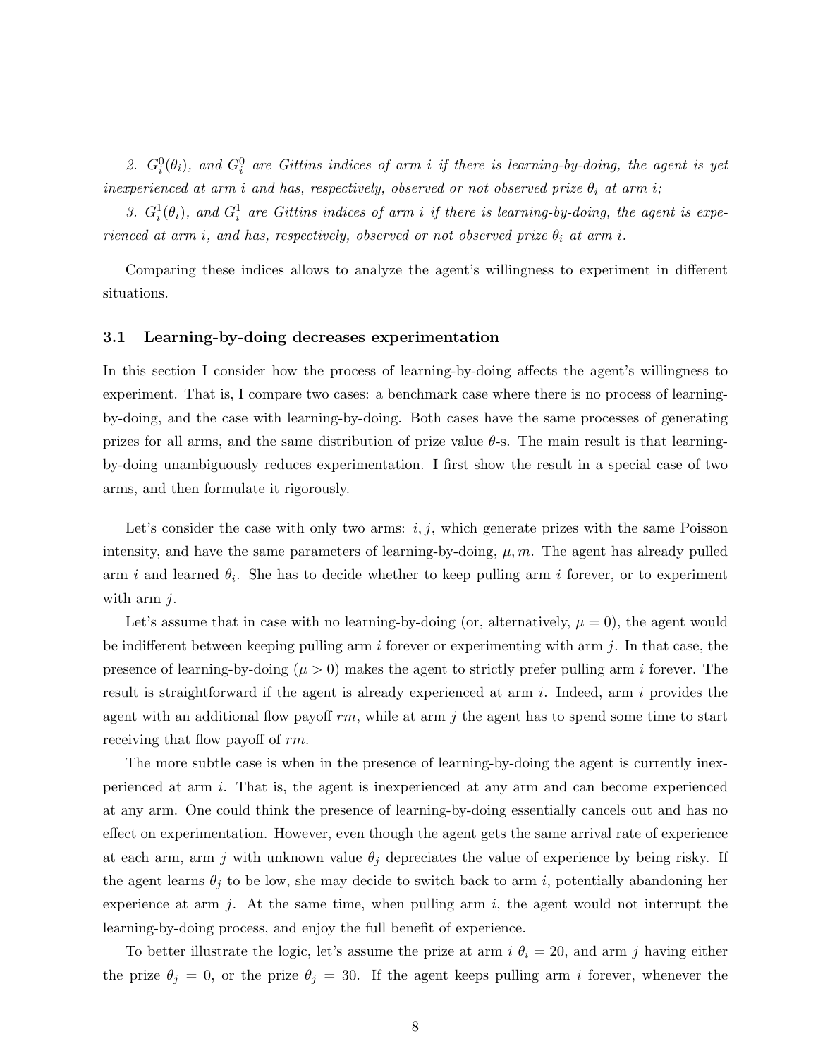*2. $G_i^0(\theta_i)$, and $G_i^0$ are Gittins indices of arm $i$ if there is learning-by-doing, the agent is yet inexperienced at arm $i$ and has, respectively, observed or not observed prize $\theta_i$ at arm $i$;*

*3. $G_i^1(\theta_i)$, and $G_i^1$ are Gittins indices of arm $i$ if there is learning-by-doing, the agent is experienced at arm $i$, and has, respectively, observed or not observed prize $\theta_i$ at arm $i$.*

Comparing these indices allows to analyze the agent's willingness to experiment in different situations.

### 3.1 Learning-by-doing decreases experimentation

In this section I consider how the process of learning-by-doing affects the agent's willingness to experiment. That is, I compare two cases: a benchmark case where there is no process of learning-by-doing, and the case with learning-by-doing. Both cases have the same processes of generating prizes for all arms, and the same distribution of prize value $\theta$-s. The main result is that learning-by-doing unambiguously reduces experimentation. I first show the result in a special case of two arms, and then formulate it rigorously.

Let's consider the case with only two arms: $i, j$, which generate prizes with the same Poisson intensity, and have the same parameters of learning-by-doing, $\mu, m$. The agent has already pulled arm $i$ and learned $\theta_i$. She has to decide whether to keep pulling arm $i$ forever, or to experiment with arm $j$.

Let's assume that in case with no learning-by-doing (or, alternatively, $\mu = 0$), the agent would be indifferent between keeping pulling arm $i$ forever or experimenting with arm $j$. In that case, the presence of learning-by-doing ($\mu > 0$) makes the agent to strictly prefer pulling arm $i$ forever. The result is straightforward if the agent is already experienced at arm $i$. Indeed, arm $i$ provides the agent with an additional flow payoff $rm$, while at arm $j$ the agent has to spend some time to start receiving that flow payoff of $rm$.

The more subtle case is when in the presence of learning-by-doing the agent is currently inexperienced at arm $i$. That is, the agent is inexperienced at any arm and can become experienced at any arm. One could think the presence of learning-by-doing essentially cancels out and has no effect on experimentation. However, even though the agent gets the same arrival rate of experience at each arm, arm $j$ with unknown value $\theta_j$ depreciates the value of experience by being risky. If the agent learns $\theta_j$ to be low, she may decide to switch back to arm $i$, potentially abandoning her experience at arm $j$. At the same time, when pulling arm $i$, the agent would not interrupt the learning-by-doing process, and enjoy the full benefit of experience.

To better illustrate the logic, let's assume the prize at arm $i$ $\theta_i = 20$, and arm $j$ having either the prize $\theta_j = 0$, or the prize $\theta_j = 30$. If the agent keeps pulling arm $i$ forever, whenever the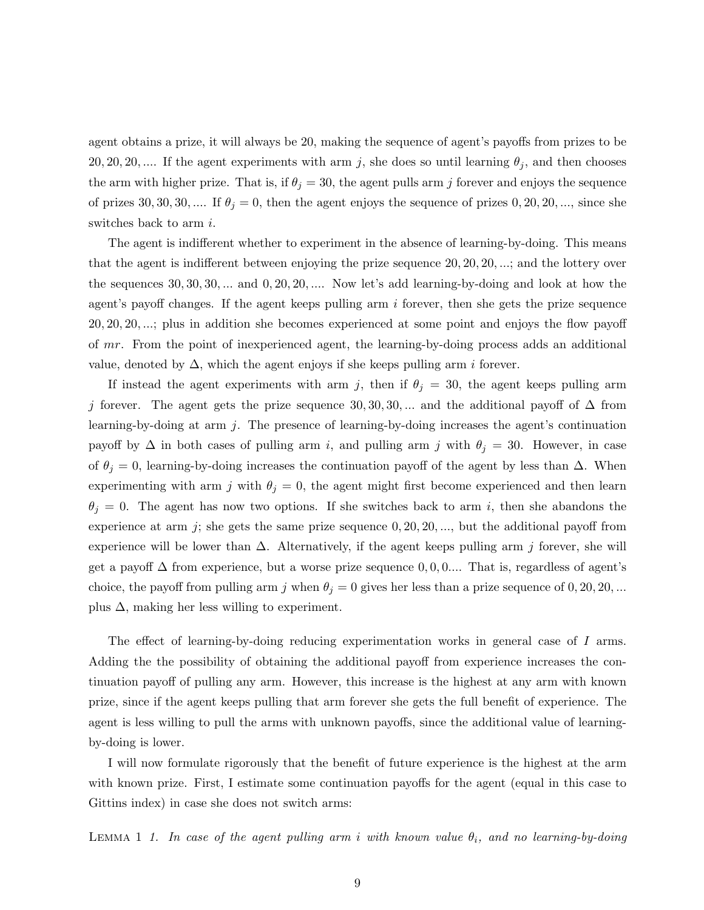agent obtains a prize, it will always be 20, making the sequence of agent's payoffs from prizes to be $20, 20, 20, \ldots$. If the agent experiments with arm $j$, she does so until learning $\theta_j$, and then chooses the arm with higher prize. That is, if $\theta_j = 30$, the agent pulls arm $j$ forever and enjoys the sequence of prizes $30, 30, 30, \ldots$. If $\theta_j = 0$, then the agent enjoys the sequence of prizes $0, 20, 20, \ldots$, since she switches back to arm $i$.

The agent is indifferent whether to experiment in the absence of learning-by-doing. This means that the agent is indifferent between enjoying the prize sequence $20, 20, 20, \ldots$; and the lottery over the sequences $30, 30, 30, \ldots$ and $0, 20, 20, \ldots$. Now let's add learning-by-doing and look at how the agent's payoff changes. If the agent keeps pulling arm $i$ forever, then she gets the prize sequence $20, 20, 20, \ldots$; plus in addition she becomes experienced at some point and enjoys the flow payoff of $mr$. From the point of inexperienced agent, the learning-by-doing process adds an additional value, denoted by $\Delta$, which the agent enjoys if she keeps pulling arm $i$ forever.

If instead the agent experiments with arm $j$, then if $\theta_j = 30$, the agent keeps pulling arm $j$ forever. The agent gets the prize sequence $30, 30, 30, \ldots$ and the additional payoff of $\Delta$ from learning-by-doing at arm $j$. The presence of learning-by-doing increases the agent's continuation payoff by $\Delta$ in both cases of pulling arm $i$, and pulling arm $j$ with $\theta_j = 30$. However, in case of $\theta_j = 0$, learning-by-doing increases the continuation payoff of the agent by less than $\Delta$. When experimenting with arm $j$ with $\theta_j = 0$, the agent might first become experienced and then learn $\theta_j = 0$. The agent has now two options. If she switches back to arm $i$, then she abandons the experience at arm $j$; she gets the same prize sequence $0, 20, 20, \ldots$, but the additional payoff from experience will be lower than $\Delta$. Alternatively, if the agent keeps pulling arm $j$ forever, she will get a payoff $\Delta$ from experience, but a worse prize sequence $0, 0, 0 \ldots$. That is, regardless of agent's choice, the payoff from pulling arm $j$ when $\theta_j = 0$ gives her less than a prize sequence of $0, 20, 20, \ldots$ plus $\Delta$, making her less willing to experiment.

The effect of learning-by-doing reducing experimentation works in general case of $I$ arms. Adding the the possibility of obtaining the additional payoff from experience increases the continuation payoff of pulling any arm. However, this increase is the highest at any arm with known prize, since if the agent keeps pulling that arm forever she gets the full benefit of experience. The agent is less willing to pull the arms with unknown payoffs, since the additional value of learning-by-doing is lower.

I will now formulate rigorously that the benefit of future experience is the highest at the arm with known prize. First, I estimate some continuation payoffs for the agent (equal in this case to Gittins index) in case she does not switch arms:

Lemma 1 *1. In case of the agent pulling arm $i$ with known value $\theta_i$, and no learning-by-doing*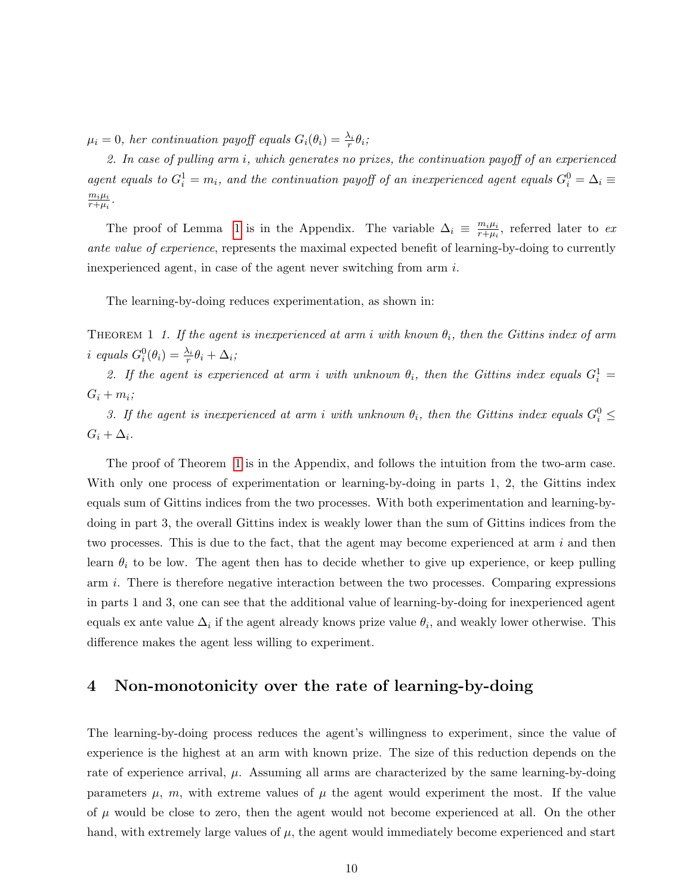*$\mu_i = 0$, her continuation payoff equals $G_i(\theta_i) = \frac{\lambda_i}{r}\theta_i$;*

*2. In case of pulling arm $i$, which generates no prizes, the continuation payoff of an experienced agent equals to $G_i^1 = m_i$, and the continuation payoff of an inexperienced agent equals $G_i^0 = \Delta_i \equiv \frac{m_i \mu_i}{r+\mu_i}$.*

The proof of Lemma 1 is in the Appendix. The variable $\Delta_i \equiv \frac{m_i \mu_i}{r+\mu_i}$, referred later to *ex ante value of experience*, represents the maximal expected benefit of learning-by-doing to currently inexperienced agent, in case of the agent never switching from arm $i$.

The learning-by-doing reduces experimentation, as shown in:

Theorem 1 *1. If the agent is inexperienced at arm $i$ with known $\theta_i$, then the Gittins index of arm $i$ equals $G_i^0(\theta_i) = \frac{\lambda_i}{r}\theta_i + \Delta_i$;*

*2. If the agent is experienced at arm $i$ with unknown $\theta_i$, then the Gittins index equals $G_i^1 = G_i + m_i$;*

*3. If the agent is inexperienced at arm $i$ with unknown $\theta_i$, then the Gittins index equals $G_i^0 \leq G_i + \Delta_i$.*

The proof of Theorem 1 is in the Appendix, and follows the intuition from the two-arm case. With only one process of experimentation or learning-by-doing in parts 1, 2, the Gittins index equals sum of Gittins indices from the two processes. With both experimentation and learning-by-doing in part 3, the overall Gittins index is weakly lower than the sum of Gittins indices from the two processes. This is due to the fact, that the agent may become experienced at arm $i$ and then learn $\theta_i$ to be low. The agent then has to decide whether to give up experience, or keep pulling arm $i$. There is therefore negative interaction between the two processes. Comparing expressions in parts 1 and 3, one can see that the additional value of learning-by-doing for inexperienced agent equals ex ante value $\Delta_i$ if the agent already knows prize value $\theta_i$, and weakly lower otherwise. This difference makes the agent less willing to experiment.

# 4 Non-monotonicity over the rate of learning-by-doing

The learning-by-doing process reduces the agent's willingness to experiment, since the value of experience is the highest at an arm with known prize. The size of this reduction depends on the rate of experience arrival, $\mu$. Assuming all arms are characterized by the same learning-by-doing parameters $\mu$, $m$, with extreme values of $\mu$ the agent would experiment the most. If the value of $\mu$ would be close to zero, then the agent would not become experienced at all. On the other hand, with extremely large values of $\mu$, the agent would immediately become experienced and start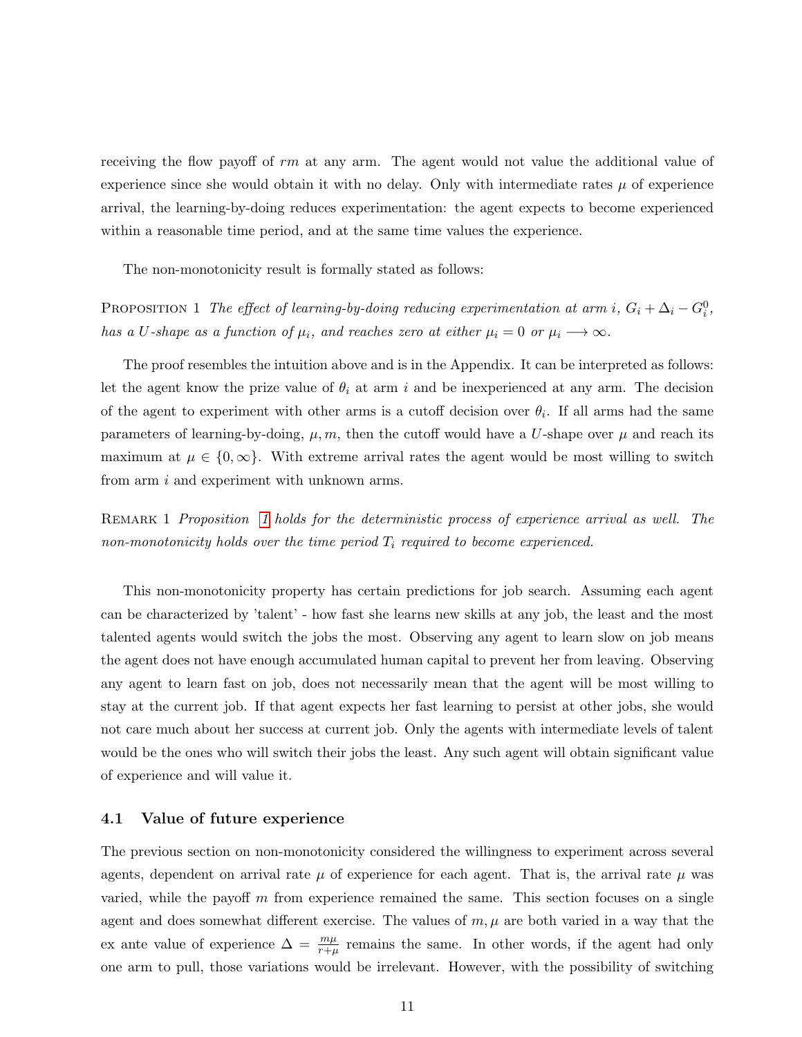receiving the flow payoff of $rm$ at any arm. The agent would not value the additional value of experience since she would obtain it with no delay. Only with intermediate rates $\mu$ of experience arrival, the learning-by-doing reduces experimentation: the agent expects to become experienced within a reasonable time period, and at the same time values the experience.

The non-monotonicity result is formally stated as follows:

PROPOSITION 1 *The effect of learning-by-doing reducing experimentation at arm $i$, $G_i + \Delta_i - G_i^0$, has a $U$-shape as a function of $\mu_i$, and reaches zero at either $\mu_i = 0$ or $\mu_i \longrightarrow \infty$.*

The proof resembles the intuition above and is in the Appendix. It can be interpreted as follows: let the agent know the prize value of $\theta_i$ at arm $i$ and be inexperienced at any arm. The decision of the agent to experiment with other arms is a cutoff decision over $\theta_i$. If all arms had the same parameters of learning-by-doing, $\mu, m$, then the cutoff would have a $U$-shape over $\mu$ and reach its maximum at $\mu \in \{0, \infty\}$. With extreme arrival rates the agent would be most willing to switch from arm $i$ and experiment with unknown arms.

REMARK 1 *Proposition 1 holds for the deterministic process of experience arrival as well. The non-monotonicity holds over the time period $T_i$ required to become experienced.*

This non-monotonicity property has certain predictions for job search. Assuming each agent can be characterized by 'talent' - how fast she learns new skills at any job, the least and the most talented agents would switch the jobs the most. Observing any agent to learn slow on job means the agent does not have enough accumulated human capital to prevent her from leaving. Observing any agent to learn fast on job, does not necessarily mean that the agent will be most willing to stay at the current job. If that agent expects her fast learning to persist at other jobs, she would not care much about her success at current job. Only the agents with intermediate levels of talent would be the ones who will switch their jobs the least. Any such agent will obtain significant value of experience and will value it.

### 4.1 Value of future experience

The previous section on non-monotonicity considered the willingness to experiment across several agents, dependent on arrival rate $\mu$ of experience for each agent. That is, the arrival rate $\mu$ was varied, while the payoff $m$ from experience remained the same. This section focuses on a single agent and does somewhat different exercise. The values of $m, \mu$ are both varied in a way that the ex ante value of experience $\Delta = \frac{m\mu}{r+\mu}$ remains the same. In other words, if the agent had only one arm to pull, those variations would be irrelevant. However, with the possibility of switching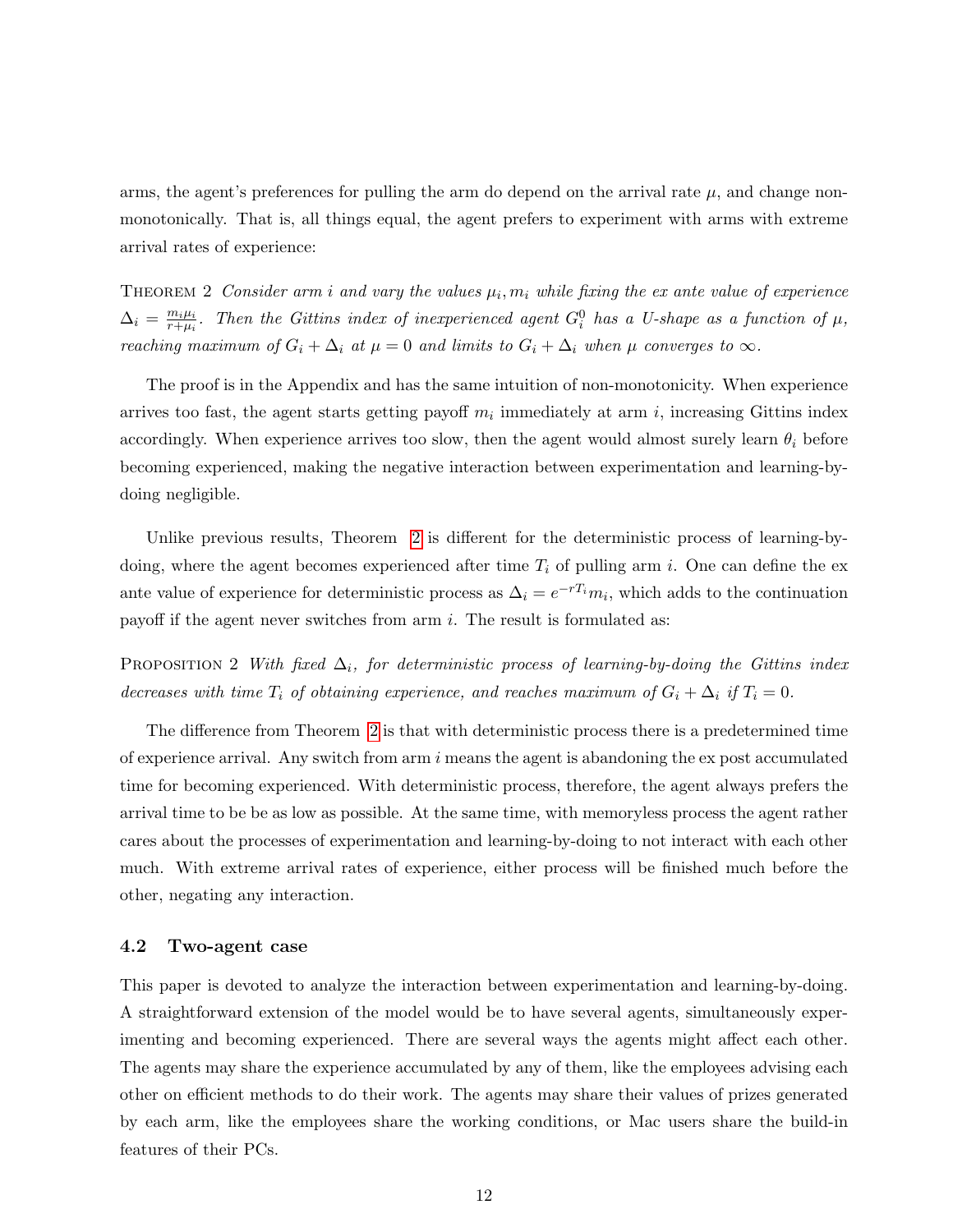arms, the agent's preferences for pulling the arm do depend on the arrival rate $\mu$, and change non-monotonically. That is, all things equal, the agent prefers to experiment with arms with extreme arrival rates of experience:

THEOREM 2 *Consider arm $i$ and vary the values $\mu_i, m_i$ while fixing the ex ante value of experience $\Delta_i = \frac{m_i \mu_i}{r+\mu_i}$. Then the Gittins index of inexperienced agent $G_i^0$ has a U-shape as a function of $\mu$, reaching maximum of $G_i + \Delta_i$ at $\mu = 0$ and limits to $G_i + \Delta_i$ when $\mu$ converges to $\infty$.*

The proof is in the Appendix and has the same intuition of non-monotonicity. When experience arrives too fast, the agent starts getting payoff $m_i$ immediately at arm $i$, increasing Gittins index accordingly. When experience arrives too slow, then the agent would almost surely learn $\theta_i$ before becoming experienced, making the negative interaction between experimentation and learning-by-doing negligible.

Unlike previous results, Theorem 2 is different for the deterministic process of learning-by-doing, where the agent becomes experienced after time $T_i$ of pulling arm $i$. One can define the ex ante value of experience for deterministic process as $\Delta_i = e^{-rT_i} m_i$, which adds to the continuation payoff if the agent never switches from arm $i$. The result is formulated as:

PROPOSITION 2 *With fixed $\Delta_i$, for deterministic process of learning-by-doing the Gittins index decreases with time $T_i$ of obtaining experience, and reaches maximum of $G_i + \Delta_i$ if $T_i = 0$.*

The difference from Theorem 2 is that with deterministic process there is a predetermined time of experience arrival. Any switch from arm $i$ means the agent is abandoning the ex post accumulated time for becoming experienced. With deterministic process, therefore, the agent always prefers the arrival time to be be as low as possible. At the same time, with memoryless process the agent rather cares about the processes of experimentation and learning-by-doing to not interact with each other much. With extreme arrival rates of experience, either process will be finished much before the other, negating any interaction.

### 4.2 Two-agent case

This paper is devoted to analyze the interaction between experimentation and learning-by-doing. A straightforward extension of the model would be to have several agents, simultaneously experimenting and becoming experienced. There are several ways the agents might affect each other. The agents may share the experience accumulated by any of them, like the employees advising each other on efficient methods to do their work. The agents may share their values of prizes generated by each arm, like the employees share the working conditions, or Mac users share the build-in features of their PCs.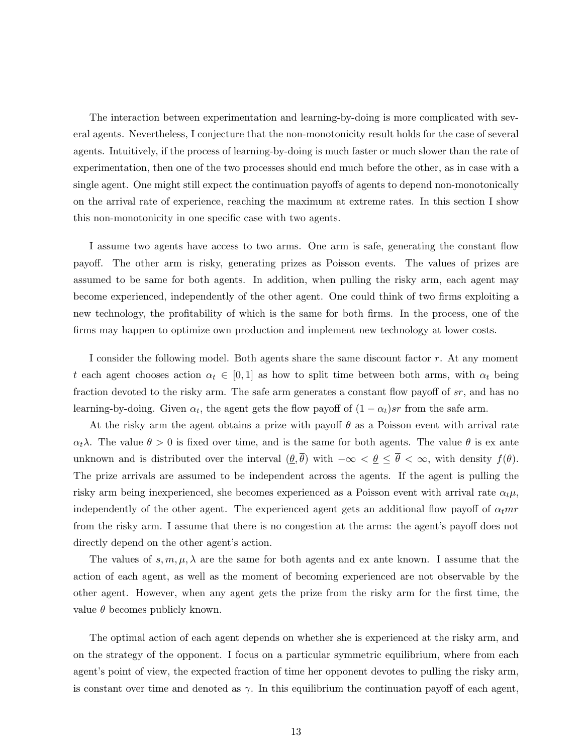The interaction between experimentation and learning-by-doing is more complicated with several agents. Nevertheless, I conjecture that the non-monotonicity result holds for the case of several agents. Intuitively, if the process of learning-by-doing is much faster or much slower than the rate of experimentation, then one of the two processes should end much before the other, as in case with a single agent. One might still expect the continuation payoffs of agents to depend non-monotonically on the arrival rate of experience, reaching the maximum at extreme rates. In this section I show this non-monotonicity in one specific case with two agents.

I assume two agents have access to two arms. One arm is safe, generating the constant flow payoff. The other arm is risky, generating prizes as Poisson events. The values of prizes are assumed to be same for both agents. In addition, when pulling the risky arm, each agent may become experienced, independently of the other agent. One could think of two firms exploiting a new technology, the profitability of which is the same for both firms. In the process, one of the firms may happen to optimize own production and implement new technology at lower costs.

I consider the following model. Both agents share the same discount factor $r$. At any moment $t$ each agent chooses action $\alpha_t \in [0, 1]$ as how to split time between both arms, with $\alpha_t$ being fraction devoted to the risky arm. The safe arm generates a constant flow payoff of $sr$, and has no learning-by-doing. Given $\alpha_t$, the agent gets the flow payoff of $(1 - \alpha_t)sr$ from the safe arm.

At the risky arm the agent obtains a prize with payoff $\theta$ as a Poisson event with arrival rate $\alpha_t \lambda$. The value $\theta > 0$ is fixed over time, and is the same for both agents. The value $\theta$ is ex ante unknown and is distributed over the interval $(\underline{\theta}, \overline{\theta})$ with $-\infty < \underline{\theta} \leq \overline{\theta} < \infty$, with density $f(\theta)$. The prize arrivals are assumed to be independent across the agents. If the agent is pulling the risky arm being inexperienced, she becomes experienced as a Poisson event with arrival rate $\alpha_t \mu$, independently of the other agent. The experienced agent gets an additional flow payoff of $\alpha_t mr$ from the risky arm. I assume that there is no congestion at the arms: the agent's payoff does not directly depend on the other agent's action.

The values of $s, m, \mu, \lambda$ are the same for both agents and ex ante known. I assume that the action of each agent, as well as the moment of becoming experienced are not observable by the other agent. However, when any agent gets the prize from the risky arm for the first time, the value $\theta$ becomes publicly known.

The optimal action of each agent depends on whether she is experienced at the risky arm, and on the strategy of the opponent. I focus on a particular symmetric equilibrium, where from each agent's point of view, the expected fraction of time her opponent devotes to pulling the risky arm, is constant over time and denoted as $\gamma$. In this equilibrium the continuation payoff of each agent,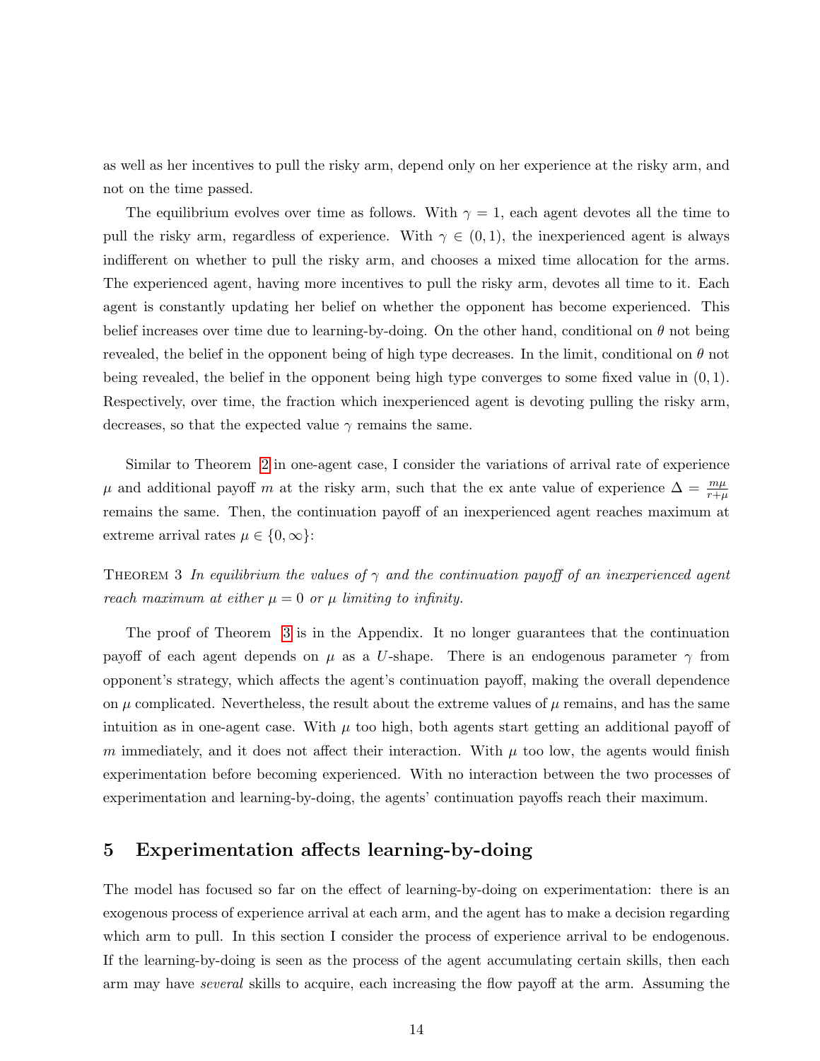as well as her incentives to pull the risky arm, depend only on her experience at the risky arm, and not on the time passed.

The equilibrium evolves over time as follows. With $\gamma = 1$, each agent devotes all the time to pull the risky arm, regardless of experience. With $\gamma \in (0,1)$, the inexperienced agent is always indifferent on whether to pull the risky arm, and chooses a mixed time allocation for the arms. The experienced agent, having more incentives to pull the risky arm, devotes all time to it. Each agent is constantly updating her belief on whether the opponent has become experienced. This belief increases over time due to learning-by-doing. On the other hand, conditional on $\theta$ not being revealed, the belief in the opponent being of high type decreases. In the limit, conditional on $\theta$ not being revealed, the belief in the opponent being high type converges to some fixed value in $(0,1)$. Respectively, over time, the fraction which inexperienced agent is devoting pulling the risky arm, decreases, so that the expected value $\gamma$ remains the same.

Similar to Theorem 2 in one-agent case, I consider the variations of arrival rate of experience $\mu$ and additional payoff $m$ at the risky arm, such that the ex ante value of experience $\Delta = \frac{m\mu}{r+\mu}$ remains the same. Then, the continuation payoff of an inexperienced agent reaches maximum at extreme arrival rates $\mu \in \{0, \infty\}$:

Theorem 3 *In equilibrium the values of $\gamma$ and the continuation payoff of an inexperienced agent reach maximum at either $\mu = 0$ or $\mu$ limiting to infinity.*

The proof of Theorem 3 is in the Appendix. It no longer guarantees that the continuation payoff of each agent depends on $\mu$ as a $U$-shape. There is an endogenous parameter $\gamma$ from opponent's strategy, which affects the agent's continuation payoff, making the overall dependence on $\mu$ complicated. Nevertheless, the result about the extreme values of $\mu$ remains, and has the same intuition as in one-agent case. With $\mu$ too high, both agents start getting an additional payoff of $m$ immediately, and it does not affect their interaction. With $\mu$ too low, the agents would finish experimentation before becoming experienced. With no interaction between the two processes of experimentation and learning-by-doing, the agents' continuation payoffs reach their maximum.

## 5 Experimentation affects learning-by-doing

The model has focused so far on the effect of learning-by-doing on experimentation: there is an exogenous process of experience arrival at each arm, and the agent has to make a decision regarding which arm to pull. In this section I consider the process of experience arrival to be endogenous. If the learning-by-doing is seen as the process of the agent accumulating certain skills, then each arm may have *several* skills to acquire, each increasing the flow payoff at the arm. Assuming the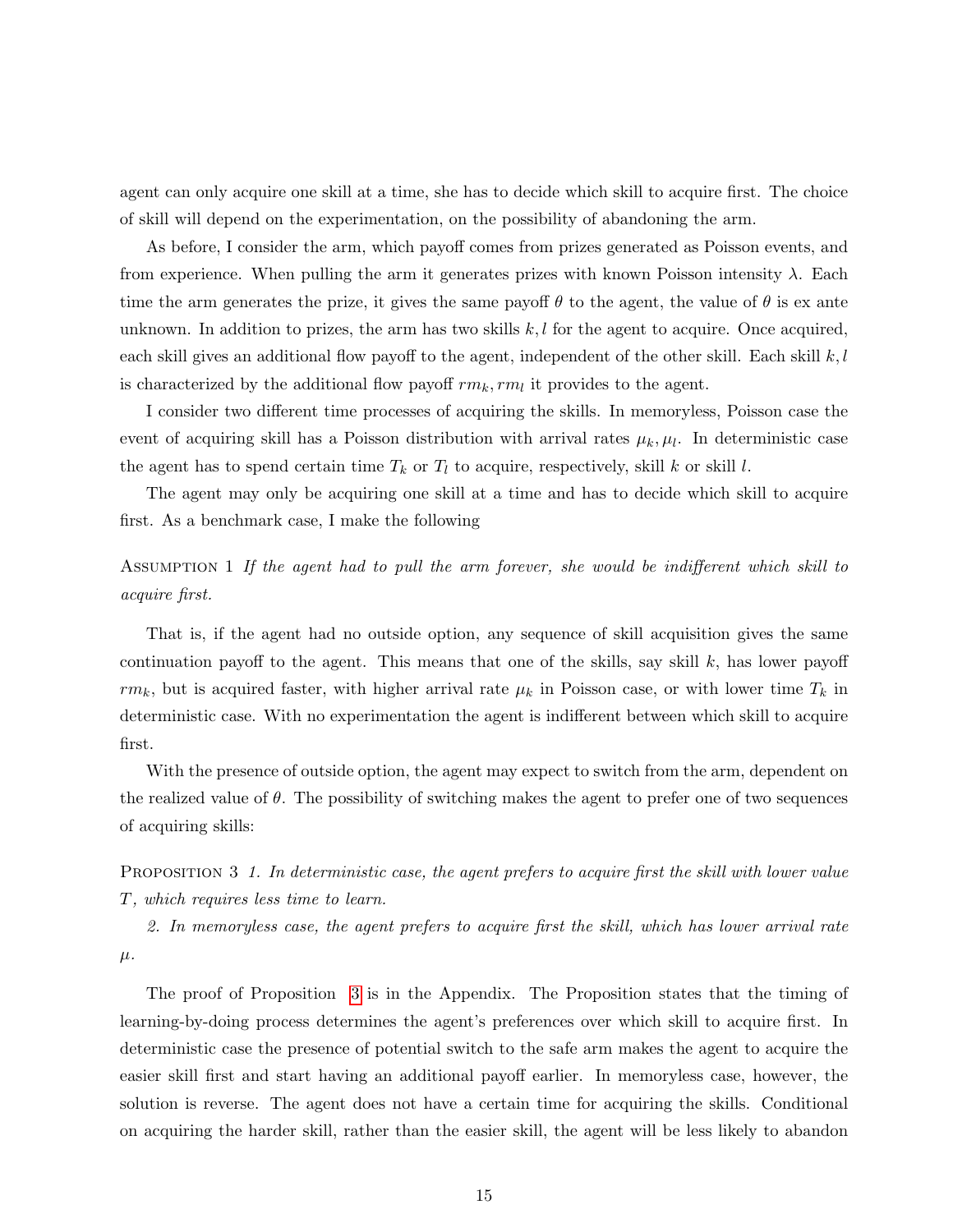agent can only acquire one skill at a time, she has to decide which skill to acquire first. The choice of skill will depend on the experimentation, on the possibility of abandoning the arm.

As before, I consider the arm, which payoff comes from prizes generated as Poisson events, and from experience. When pulling the arm it generates prizes with known Poisson intensity $\lambda$. Each time the arm generates the prize, it gives the same payoff $\theta$ to the agent, the value of $\theta$ is ex ante unknown. In addition to prizes, the arm has two skills $k, l$ for the agent to acquire. Once acquired, each skill gives an additional flow payoff to the agent, independent of the other skill. Each skill $k, l$ is characterized by the additional flow payoff $rm_k, rm_l$ it provides to the agent.

I consider two different time processes of acquiring the skills. In memoryless, Poisson case the event of acquiring skill has a Poisson distribution with arrival rates $\mu_k, \mu_l$. In deterministic case the agent has to spend certain time $T_k$ or $T_l$ to acquire, respectively, skill $k$ or skill $l$.

The agent may only be acquiring one skill at a time and has to decide which skill to acquire first. As a benchmark case, I make the following

Assumption 1 *If the agent had to pull the arm forever, she would be indifferent which skill to acquire first.*

That is, if the agent had no outside option, any sequence of skill acquisition gives the same continuation payoff to the agent. This means that one of the skills, say skill $k$, has lower payoff $rm_k$, but is acquired faster, with higher arrival rate $\mu_k$ in Poisson case, or with lower time $T_k$ in deterministic case. With no experimentation the agent is indifferent between which skill to acquire first.

With the presence of outside option, the agent may expect to switch from the arm, dependent on the realized value of $\theta$. The possibility of switching makes the agent to prefer one of two sequences of acquiring skills:

Proposition 3 *1. In deterministic case, the agent prefers to acquire first the skill with lower value $T$, which requires less time to learn.*

*2. In memoryless case, the agent prefers to acquire first the skill, which has lower arrival rate $\mu$.*

The proof of Proposition 3 is in the Appendix. The Proposition states that the timing of learning-by-doing process determines the agent's preferences over which skill to acquire first. In deterministic case the presence of potential switch to the safe arm makes the agent to acquire the easier skill first and start having an additional payoff earlier. In memoryless case, however, the solution is reverse. The agent does not have a certain time for acquiring the skills. Conditional on acquiring the harder skill, rather than the easier skill, the agent will be less likely to abandon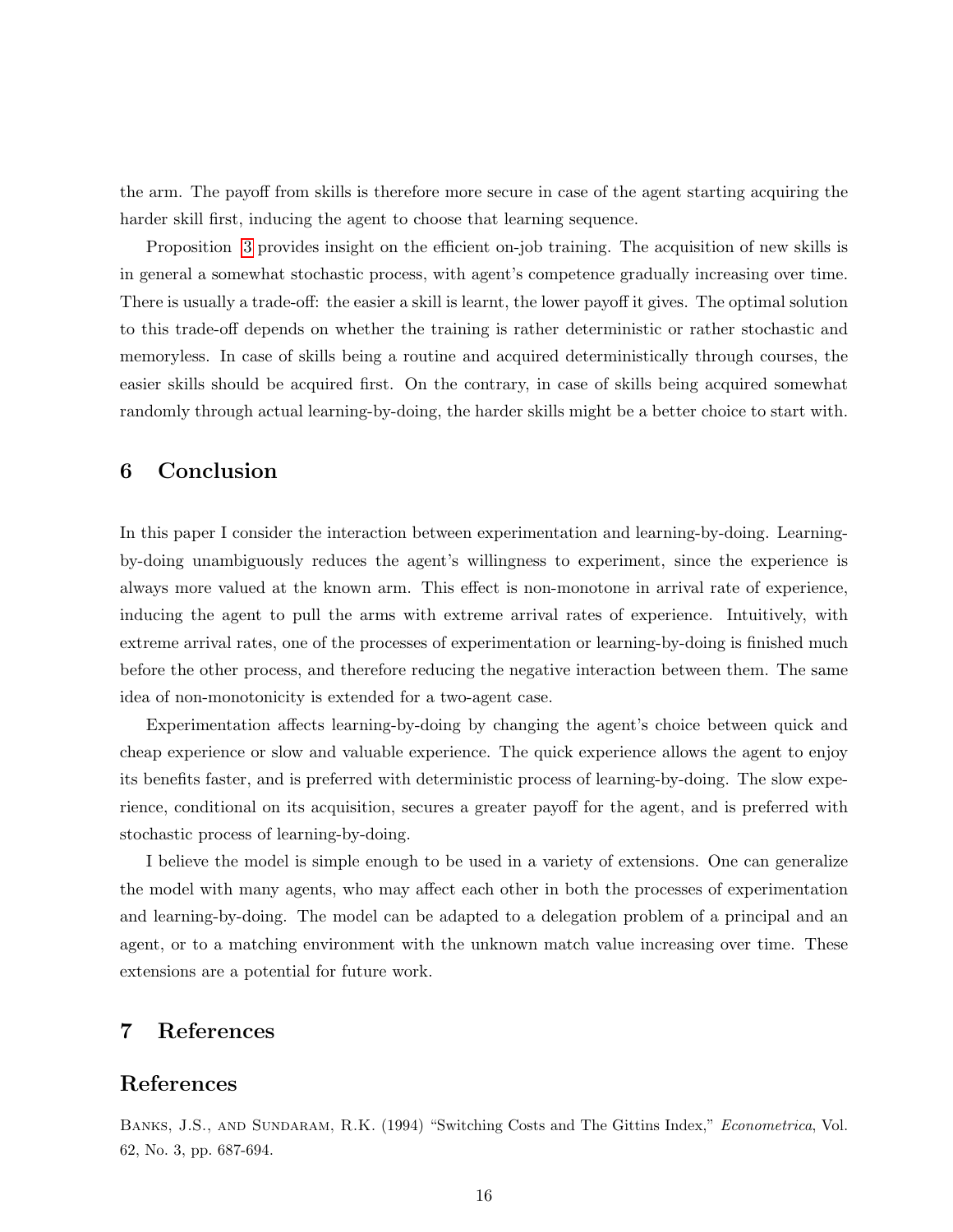the arm. The payoff from skills is therefore more secure in case of the agent starting acquiring the harder skill first, inducing the agent to choose that learning sequence.

Proposition 3 provides insight on the efficient on-job training. The acquisition of new skills is in general a somewhat stochastic process, with agent's competence gradually increasing over time. There is usually a trade-off: the easier a skill is learnt, the lower payoff it gives. The optimal solution to this trade-off depends on whether the training is rather deterministic or rather stochastic and memoryless. In case of skills being a routine and acquired deterministically through courses, the easier skills should be acquired first. On the contrary, in case of skills being acquired somewhat randomly through actual learning-by-doing, the harder skills might be a better choice to start with.

## 6 Conclusion

In this paper I consider the interaction between experimentation and learning-by-doing. Learning-by-doing unambiguously reduces the agent's willingness to experiment, since the experience is always more valued at the known arm. This effect is non-monotone in arrival rate of experience, inducing the agent to pull the arms with extreme arrival rates of experience. Intuitively, with extreme arrival rates, one of the processes of experimentation or learning-by-doing is finished much before the other process, and therefore reducing the negative interaction between them. The same idea of non-monotonicity is extended for a two-agent case.

Experimentation affects learning-by-doing by changing the agent's choice between quick and cheap experience or slow and valuable experience. The quick experience allows the agent to enjoy its benefits faster, and is preferred with deterministic process of learning-by-doing. The slow experience, conditional on its acquisition, secures a greater payoff for the agent, and is preferred with stochastic process of learning-by-doing.

I believe the model is simple enough to be used in a variety of extensions. One can generalize the model with many agents, who may affect each other in both the processes of experimentation and learning-by-doing. The model can be adapted to a delegation problem of a principal and an agent, or to a matching environment with the unknown match value increasing over time. These extensions are a potential for future work.

## 7 References

## References

Banks, J.S., and Sundaram, R.K. (1994) "Switching Costs and The Gittins Index," *Econometrica*, Vol. 62, No. 3, pp. 687-694.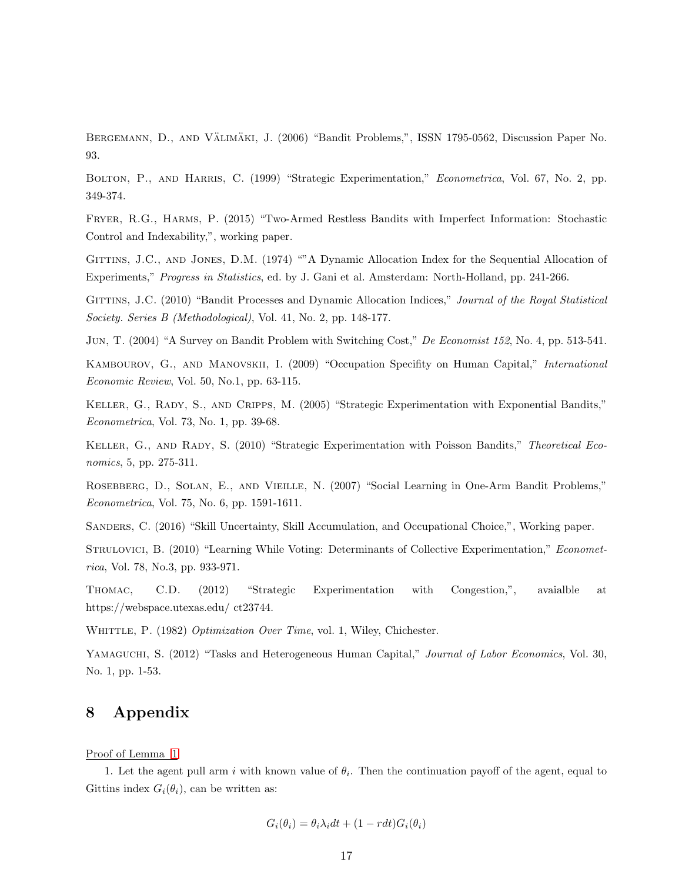Bergemann, D., and Välimäki, J. (2006) "Bandit Problems,", ISSN 1795-0562, Discussion Paper No. 93.

Bolton, P., and Harris, C. (1999) "Strategic Experimentation," *Econometrica*, Vol. 67, No. 2, pp. 349-374.

Fryer, R.G., Harms, P. (2015) "Two-Armed Restless Bandits with Imperfect Information: Stochastic Control and Indexability,", working paper.

Gittins, J.C., and Jones, D.M. (1974) ""A Dynamic Allocation Index for the Sequential Allocation of Experiments," *Progress in Statistics*, ed. by J. Gani et al. Amsterdam: North-Holland, pp. 241-266.

Gittins, J.C. (2010) "Bandit Processes and Dynamic Allocation Indices," *Journal of the Royal Statistical Society. Series B (Methodological)*, Vol. 41, No. 2, pp. 148-177.

Jun, T. (2004) "A Survey on Bandit Problem with Switching Cost," *De Economist 152*, No. 4, pp. 513-541.

Kambourov, G., and Manovskii, I. (2009) "Occupation Specifity on Human Capital," *International Economic Review*, Vol. 50, No.1, pp. 63-115.

Keller, G., Rady, S., and Cripps, M. (2005) "Strategic Experimentation with Exponential Bandits," *Econometrica*, Vol. 73, No. 1, pp. 39-68.

Keller, G., and Rady, S. (2010) "Strategic Experimentation with Poisson Bandits," *Theoretical Economics*, 5, pp. 275-311.

Rosebberg, D., Solan, E., and Vieille, N. (2007) "Social Learning in One-Arm Bandit Problems," *Econometrica*, Vol. 75, No. 6, pp. 1591-1611.

Sanders, C. (2016) "Skill Uncertainty, Skill Accumulation, and Occupational Choice,", Working paper.

Strulovici, B. (2010) "Learning While Voting: Determinants of Collective Experimentation," *Econometrica*, Vol. 78, No.3, pp. 933-971.

Thomac, C.D. (2012) "Strategic Experimentation with Congestion,", avaialble at https://webspace.utexas.edu/ ct23744.

Whittle, P. (1982) *Optimization Over Time*, vol. 1, Wiley, Chichester.

Yamaguchi, S. (2012) "Tasks and Heterogeneous Human Capital," *Journal of Labor Economics*, Vol. 30, No. 1, pp. 1-53.

# 8 Appendix

Proof of Lemma 1

1. Let the agent pull arm $i$ with known value of $\theta_i$. Then the continuation payoff of the agent, equal to Gittins index $G_i(\theta_i)$, can be written as:

$$G_i(\theta_i) = \theta_i \lambda_i dt + (1 - rdt) G_i(\theta_i)$$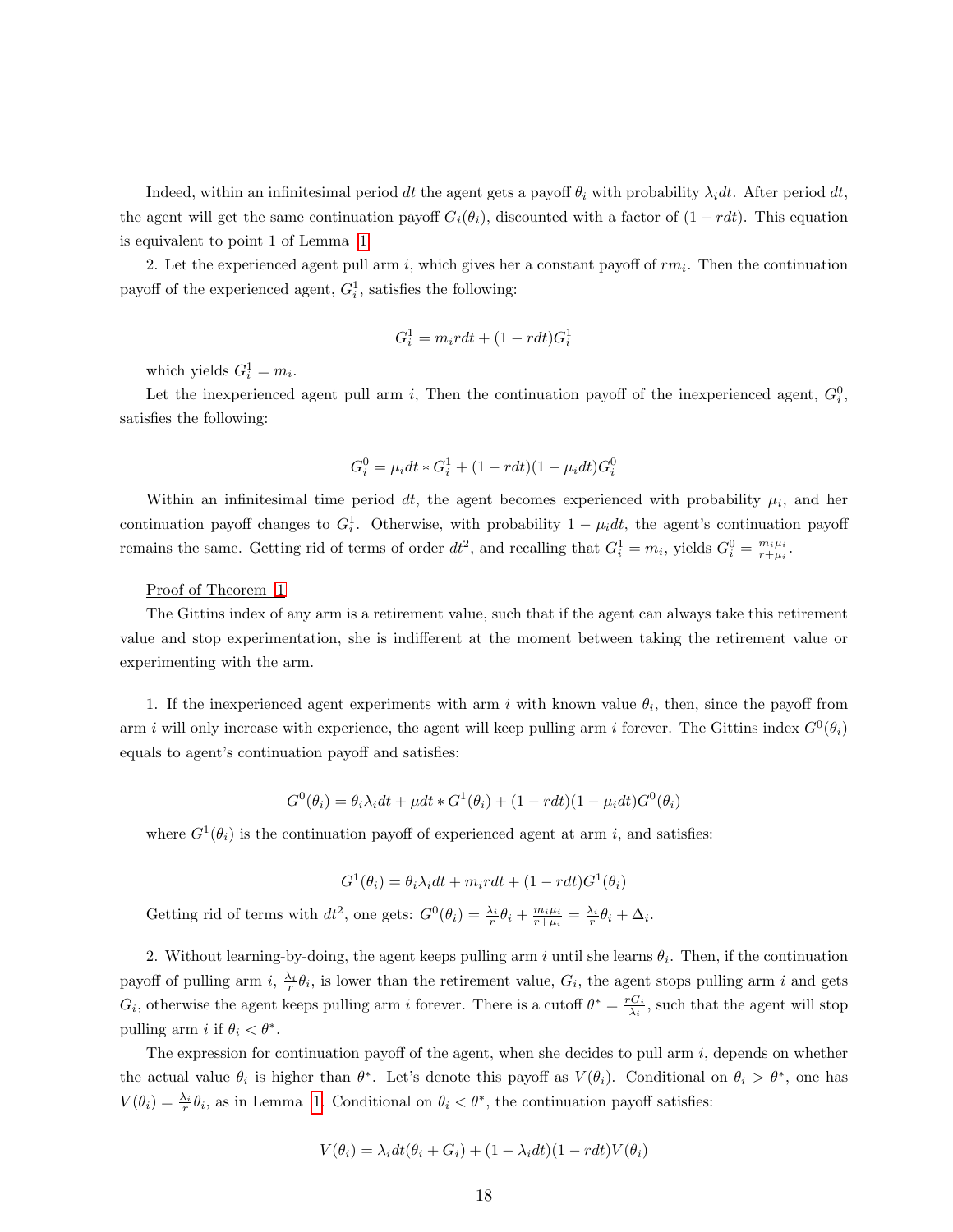Indeed, within an infinitesimal period $dt$ the agent gets a payoff $\theta_i$ with probability $\lambda_i dt$. After period $dt$, the agent will get the same continuation payoff $G_i(\theta_i)$, discounted with a factor of $(1 - rdt)$. This equation is equivalent to point 1 of Lemma 1

2. Let the experienced agent pull arm $i$, which gives her a constant payoff of $rm_i$. Then the continuation payoff of the experienced agent, $G_i^1$, satisfies the following:

$$G_i^1 = m_i rdt + (1 - rdt)G_i^1$$

which yields $G_i^1 = m_i$.

Let the inexperienced agent pull arm $i$, Then the continuation payoff of the inexperienced agent, $G_i^0$, satisfies the following:

$$G_i^0 = \mu_i dt * G_i^1 + (1 - rdt)(1 - \mu_i dt)G_i^0$$

Within an infinitesimal time period $dt$, the agent becomes experienced with probability $\mu_i$, and her continuation payoff changes to $G_i^1$. Otherwise, with probability $1 - \mu_i dt$, the agent's continuation payoff remains the same. Getting rid of terms of order $dt^2$, and recalling that $G_i^1 = m_i$, yields $G_i^0 = \frac{m_i \mu_i}{r + \mu_i}$.

Proof of Theorem 1

The Gittins index of any arm is a retirement value, such that if the agent can always take this retirement value and stop experimentation, she is indifferent at the moment between taking the retirement value or experimenting with the arm.

1. If the inexperienced agent experiments with arm $i$ with known value $\theta_i$, then, since the payoff from arm $i$ will only increase with experience, the agent will keep pulling arm $i$ forever. The Gittins index $G^0(\theta_i)$ equals to agent's continuation payoff and satisfies:

$$G^0(\theta_i) = \theta_i \lambda_i dt + \mu dt * G^1(\theta_i) + (1 - rdt)(1 - \mu_i dt)G^0(\theta_i)$$

where $G^1(\theta_i)$ is the continuation payoff of experienced agent at arm $i$, and satisfies:

$$G^1(\theta_i) = \theta_i \lambda_i dt + m_i rdt + (1 - rdt)G^1(\theta_i)$$

Getting rid of terms with $dt^2$, one gets: $G^0(\theta_i) = \frac{\lambda_i}{r}\theta_i + \frac{m_i \mu_i}{r + \mu_i} = \frac{\lambda_i}{r}\theta_i + \Delta_i$.

2. Without learning-by-doing, the agent keeps pulling arm $i$ until she learns $\theta_i$. Then, if the continuation payoff of pulling arm $i$, $\frac{\lambda_i}{r}\theta_i$, is lower than the retirement value, $G_i$, the agent stops pulling arm $i$ and gets $G_i$, otherwise the agent keeps pulling arm $i$ forever. There is a cutoff $\theta^* = \frac{rG_i}{\lambda_i}$, such that the agent will stop pulling arm $i$ if $\theta_i < \theta^*$.

The expression for continuation payoff of the agent, when she decides to pull arm $i$, depends on whether the actual value $\theta_i$ is higher than $\theta^*$. Let's denote this payoff as $V(\theta_i)$. Conditional on $\theta_i > \theta^*$, one has $V(\theta_i) = \frac{\lambda_i}{r}\theta_i$, as in Lemma 1. Conditional on $\theta_i < \theta^*$, the continuation payoff satisfies:

$$V(\theta_i) = \lambda_i dt(\theta_i + G_i) + (1 - \lambda_i dt)(1 - rdt)V(\theta_i)$$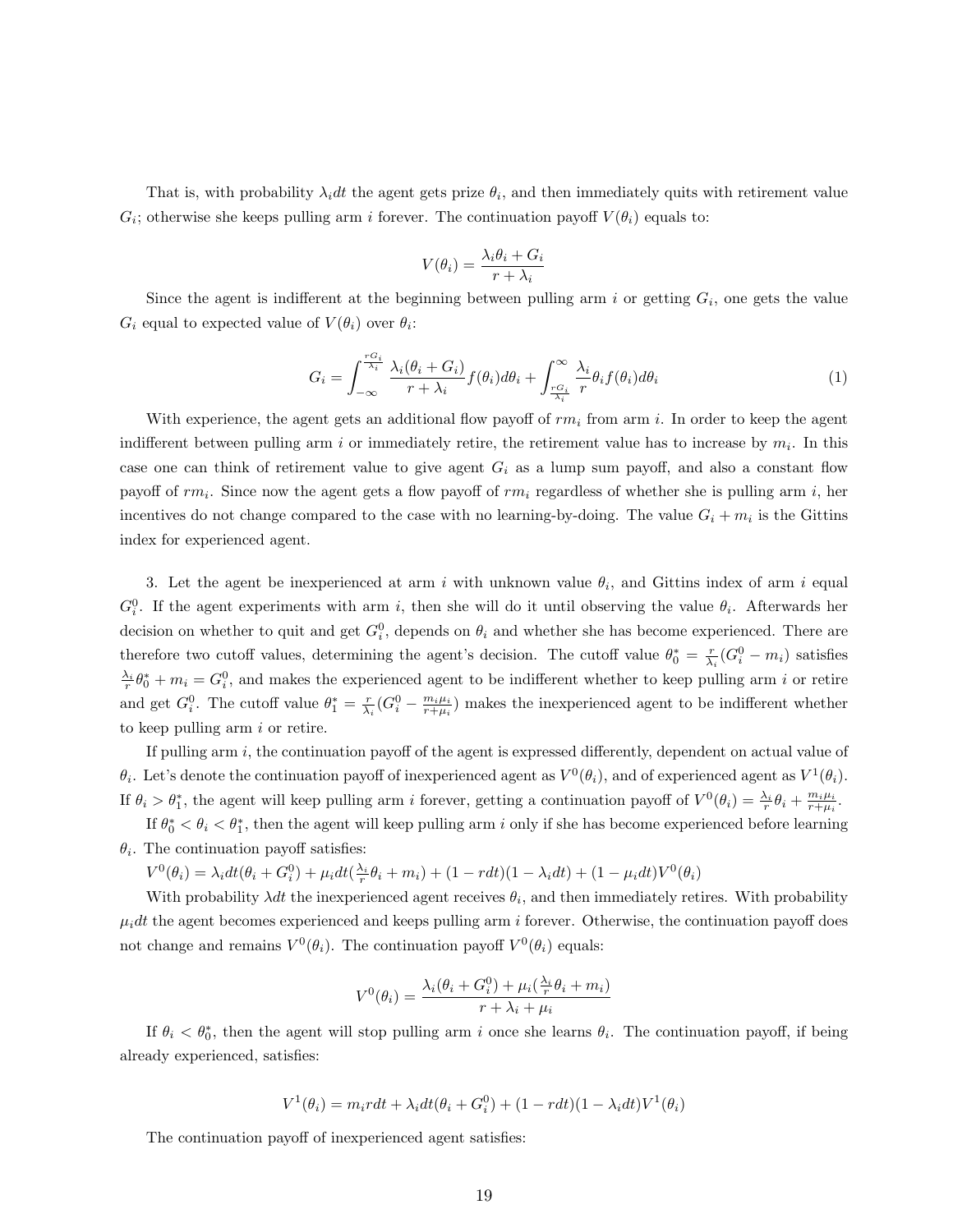That is, with probability $\lambda_i dt$ the agent gets prize $\theta_i$, and then immediately quits with retirement value $G_i$; otherwise she keeps pulling arm $i$ forever. The continuation payoff $V(\theta_i)$ equals to:

$$V(\theta_i) = \frac{\lambda_i \theta_i + G_i}{r + \lambda_i}$$

Since the agent is indifferent at the beginning between pulling arm $i$ or getting $G_i$, one gets the value $G_i$ equal to expected value of $V(\theta_i)$ over $\theta_i$:

$$G_i = \int_{-\infty}^{\frac{rG_i}{\lambda_i}} \frac{\lambda_i(\theta_i + G_i)}{r + \lambda_i} f(\theta_i) d\theta_i + \int_{\frac{rG_i}{\lambda_i}}^{\infty} \frac{\lambda_i}{r} \theta_i f(\theta_i) d\theta_i \tag{1}$$

With experience, the agent gets an additional flow payoff of $rm_i$ from arm $i$. In order to keep the agent indifferent between pulling arm $i$ or immediately retire, the retirement value has to increase by $m_i$. In this case one can think of retirement value to give agent $G_i$ as a lump sum payoff, and also a constant flow payoff of $rm_i$. Since now the agent gets a flow payoff of $rm_i$ regardless of whether she is pulling arm $i$, her incentives do not change compared to the case with no learning-by-doing. The value $G_i + m_i$ is the Gittins index for experienced agent.

3. Let the agent be inexperienced at arm $i$ with unknown value $\theta_i$, and Gittins index of arm $i$ equal $G_i^0$. If the agent experiments with arm $i$, then she will do it until observing the value $\theta_i$. Afterwards her decision on whether to quit and get $G_i^0$, depends on $\theta_i$ and whether she has become experienced. There are therefore two cutoff values, determining the agent's decision. The cutoff value $\theta_0^* = \frac{r}{\lambda_i}(G_i^0 - m_i)$ satisfies $\frac{\lambda_i}{r}\theta_0^* + m_i = G_i^0$, and makes the experienced agent to be indifferent whether to keep pulling arm $i$ or retire and get $G_i^0$. The cutoff value $\theta_1^* = \frac{r}{\lambda_i}(G_i^0 - \frac{m_i \mu_i}{r + \mu_i})$ makes the inexperienced agent to be indifferent whether to keep pulling arm $i$ or retire.

If pulling arm $i$, the continuation payoff of the agent is expressed differently, dependent on actual value of $\theta_i$. Let's denote the continuation payoff of inexperienced agent as $V^0(\theta_i)$, and of experienced agent as $V^1(\theta_i)$. If $\theta_i > \theta_1^*$, the agent will keep pulling arm $i$ forever, getting a continuation payoff of $V^0(\theta_i) = \frac{\lambda_i}{r}\theta_i + \frac{m_i \mu_i}{r + \mu_i}$.

If $\theta_0^* < \theta_i < \theta_1^*$, then the agent will keep pulling arm $i$ only if she has become experienced before learning $\theta_i$. The continuation payoff satisfies:

$V^0(\theta_i) = \lambda_i dt(\theta_i + G_i^0) + \mu_i dt(\frac{\lambda_i}{r}\theta_i + m_i) + (1 - rdt)(1 - \lambda_i dt) + (1 - \mu_i dt)V^0(\theta_i)$

With probability $\lambda dt$ the inexperienced agent receives $\theta_i$, and then immediately retires. With probability $\mu_i dt$ the agent becomes experienced and keeps pulling arm $i$ forever. Otherwise, the continuation payoff does not change and remains $V^0(\theta_i)$. The continuation payoff $V^0(\theta_i)$ equals:

$$V^0(\theta_i) = \frac{\lambda_i(\theta_i + G_i^0) + \mu_i(\frac{\lambda_i}{r}\theta_i + m_i)}{r + \lambda_i + \mu_i}$$

If $\theta_i < \theta_0^*$, then the agent will stop pulling arm $i$ once she learns $\theta_i$. The continuation payoff, if being already experienced, satisfies:

$$V^1(\theta_i) = m_i r dt + \lambda_i dt(\theta_i + G_i^0) + (1 - rdt)(1 - \lambda_i dt)V^1(\theta_i)$$

The continuation payoff of inexperienced agent satisfies: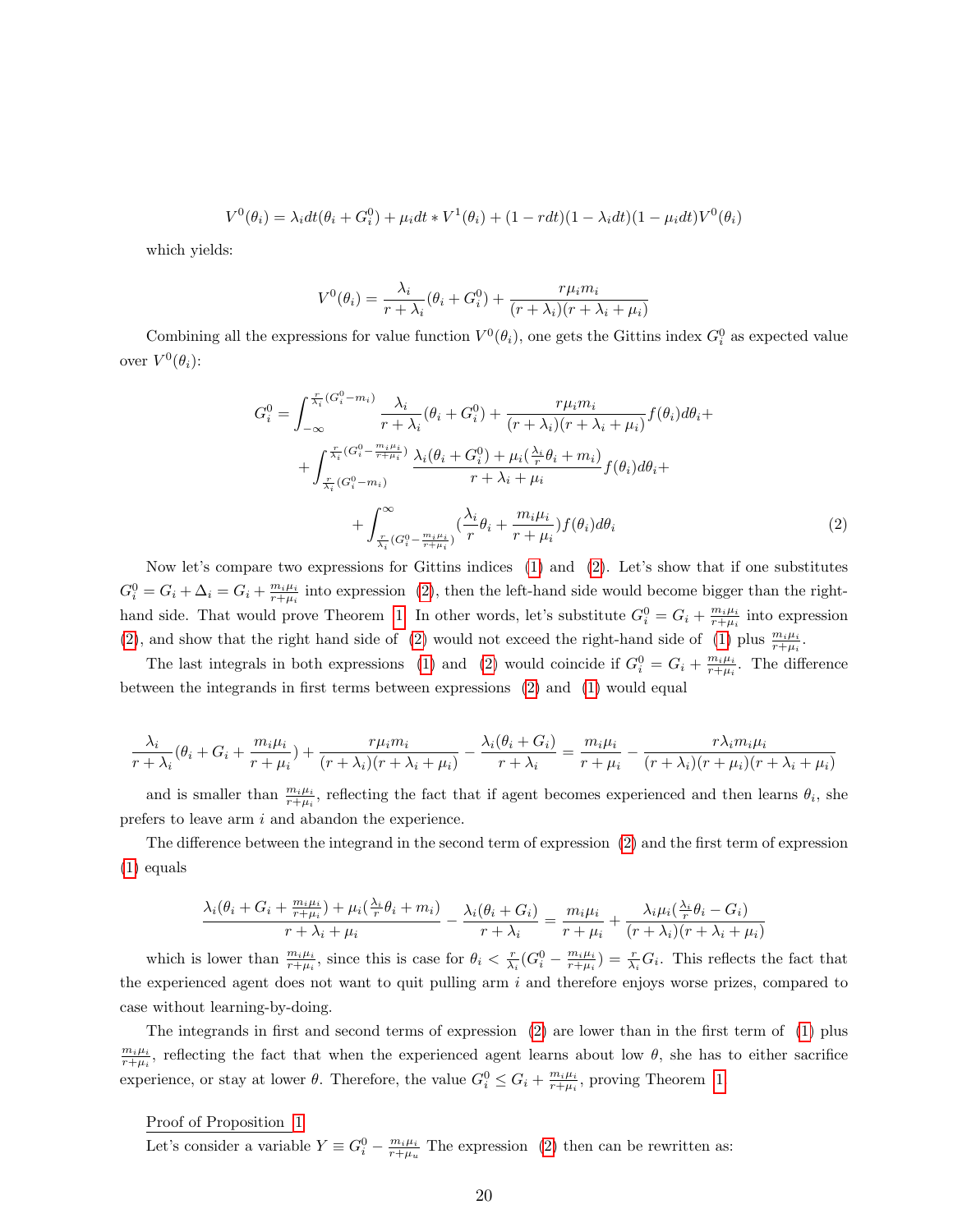$$V^0(\theta_i) = \lambda_i dt(\theta_i + G_i^0) + \mu_i dt * V^1(\theta_i) + (1 - rdt)(1 - \lambda_i dt)(1 - \mu_i dt)V^0(\theta_i)$$

which yields:

$$V^0(\theta_i) = \frac{\lambda_i}{r + \lambda_i}(\theta_i + G_i^0) + \frac{r\mu_i m_i}{(r + \lambda_i)(r + \lambda_i + \mu_i)}$$

Combining all the expressions for value function $V^0(\theta_i)$, one gets the Gittins index $G_i^0$ as expected value over $V^0(\theta_i)$:

$$\begin{aligned}
G_i^0 = \int_{-\infty}^{\frac{r}{\lambda_i}(G_i^0 - m_i)} \frac{\lambda_i}{r + \lambda_i}(\theta_i + G_i^0) + \frac{r\mu_i m_i}{(r + \lambda_i)(r + \lambda_i + \mu_i)} f(\theta_i) d\theta_i + \\
+ \int_{\frac{r}{\lambda_i}(G_i^0 - m_i)}^{\frac{r}{\lambda_i}(G_i^0 - \frac{m_i \mu_i}{r + \mu_i})} \frac{\lambda_i(\theta_i + G_i^0) + \mu_i(\frac{\lambda_i}{r}\theta_i + m_i)}{r + \lambda_i + \mu_i} f(\theta_i) d\theta_i + \\
+ \int_{\frac{r}{\lambda_i}(G_i^0 - \frac{m_i \mu_i}{r + \mu_i})}^{\infty} (\frac{\lambda_i}{r}\theta_i + \frac{m_i \mu_i}{r + \mu_i}) f(\theta) d\theta_i
\end{aligned} \tag{2}$$

Now let's compare two expressions for Gittins indices (1) and (2). Let's show that if one substitutes $G_i^0 = G_i + \Delta_i = G_i + \frac{m_i \mu_i}{r + \mu_i}$ into expression (2), then the left-hand side would become bigger than the right-hand side. That would prove Theorem 1. In other words, let's substitute $G_i^0 = G_i + \frac{m_i \mu_i}{r + \mu_i}$ into expression (2), and show that the right hand side of (2) would not exceed the right-hand side of (1) plus $\frac{m_i \mu_i}{r + \mu_i}$.

The last integrals in both expressions (1) and (2) would coincide if $G_i^0 = G_i + \frac{m_i \mu_i}{r + \mu_i}$. The difference between the integrands in first terms between expressions (2) and (1) would equal

$$\frac{\lambda_i}{r + \lambda_i}(\theta_i + G_i + \frac{m_i \mu_i}{r + \mu_i}) + \frac{r\mu_i m_i}{(r + \lambda_i)(r + \lambda_i + \mu_i)} - \frac{\lambda_i(\theta_i + G_i)}{r + \lambda_i} = \frac{m_i \mu_i}{r + \mu_i} - \frac{r\lambda_i m_i \mu_i}{(r + \lambda_i)(r + \mu_i)(r + \lambda_i + \mu_i)}$$

and is smaller than $\frac{m_i \mu_i}{r + \mu_i}$, reflecting the fact that if agent becomes experienced and then learns $\theta_i$, she prefers to leave arm $i$ and abandon the experience.

The difference between the integrand in the second term of expression (2) and the first term of expression (1) equals

$$\frac{\lambda_i(\theta_i + G_i + \frac{m_i \mu_i}{r + \mu_i}) + \mu_i(\frac{\lambda_i}{r}\theta_i + m_i)}{r + \lambda_i + \mu_i} - \frac{\lambda_i(\theta_i + G_i)}{r + \lambda_i} = \frac{m_i \mu_i}{r + \mu_i} + \frac{\lambda_i \mu_i (\frac{\lambda_i}{r}\theta_i - G_i)}{(r + \lambda_i)(r + \lambda_i + \mu_i)}$$

which is lower than $\frac{m_i \mu_i}{r + \mu_i}$, since this is case for $\theta_i < \frac{r}{\lambda_i}(G_i^0 - \frac{m_i \mu_i}{r + \mu_i}) = \frac{r}{\lambda_i}G_i$. This reflects the fact that the experienced agent does not want to quit pulling arm $i$ and therefore enjoys worse prizes, compared to case without learning-by-doing.

The integrands in first and second terms of expression (2) are lower than in the first term of (1) plus $\frac{m_i \mu_i}{r + \mu_i}$, reflecting the fact that when the experienced agent learns about low $\theta$, she has to either sacrifice experience, or stay at lower $\theta$. Therefore, the value $G_i^0 \leq G_i + \frac{m_i \mu_i}{r + \mu_i}$, proving Theorem 1.

Proof of Proposition 1

Let's consider a variable $Y \equiv G_i^0 - \frac{m_i \mu_i}{r + \mu_u}$ The expression (2) then can be rewritten as: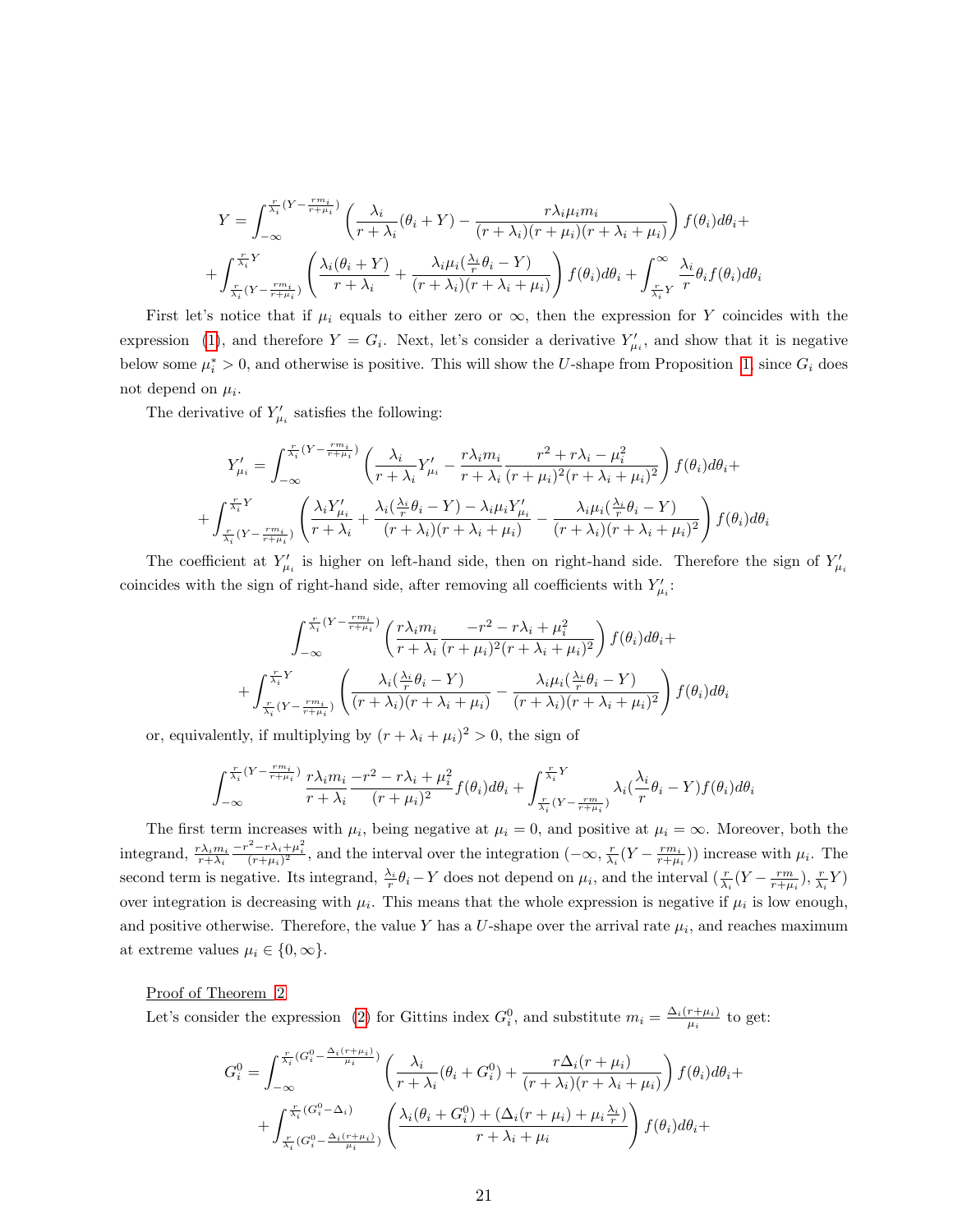$$Y = \int_{-\infty}^{\frac{r}{\lambda_i}(Y - \frac{rm_i}{r+\mu_i})} \left( \frac{\lambda_i}{r+\lambda_i}(\theta_i + Y) - \frac{r\lambda_i \mu_i m_i}{(r+\lambda_i)(r+\mu_i)(r+\lambda_i+\mu_i)} \right) f(\theta_i) d\theta_i +$$

$$+ \int_{\frac{r}{\lambda_i}(Y - \frac{rm_i}{r+\mu_i})}^{\frac{r}{\lambda_i}Y} \left( \frac{\lambda_i(\theta_i + Y)}{r+\lambda_i} + \frac{\lambda_i \mu_i (\frac{\lambda_i}{r}\theta_i - Y)}{(r+\lambda_i)(r+\lambda_i+\mu_i)} \right) f(\theta_i) d\theta_i + \int_{\frac{r}{\lambda_i}Y}^{\infty} \frac{\lambda_i}{r}\theta_i f(\theta_i) d\theta_i$$

First let's notice that if $\mu_i$ equals to either zero or $\infty$, then the expression for $Y$ coincides with the expression (1), and therefore $Y = G_i$. Next, let's consider a derivative $Y'_{\mu_i}$, and show that it is negative below some $\mu_i^* > 0$, and otherwise is positive. This will show the $U$-shape from Proposition 1, since $G_i$ does not depend on $\mu_i$.

The derivative of $Y'_{\mu_i}$ satisfies the following:

$$Y'_{\mu_i} = \int_{-\infty}^{\frac{r}{\lambda_i}(Y - \frac{rm_i}{r+\mu_i})} \left( \frac{\lambda_i}{r+\lambda_i} Y'_{\mu_i} - \frac{r\lambda_i m_i}{r+\lambda_i} \frac{r^2 + r\lambda_i - \mu_i^2}{(r+\mu_i)^2 (r+\lambda_i+\mu_i)^2} \right) f(\theta_i) d\theta_i +$$

$$+ \int_{\frac{r}{\lambda_i}(Y - \frac{rm_i}{r+\mu_i})}^{\frac{r}{\lambda_i}Y} \left( \frac{\lambda_i Y'_{\mu_i}}{r+\lambda_i} + \frac{\lambda_i (\frac{\lambda_i}{r}\theta_i - Y) - \lambda_i \mu_i Y'_{\mu_i}}{(r+\lambda_i)(r+\lambda_i+\mu_i)} - \frac{\lambda_i \mu_i (\frac{\lambda_i}{r}\theta_i - Y)}{(r+\lambda_i)(r+\lambda_i+\mu_i)^2} \right) f(\theta_i) d\theta_i$$

The coefficient at $Y'_{\mu_i}$ is higher on left-hand side, then on right-hand side. Therefore the sign of $Y'_{\mu_i}$ coincides with the sign of right-hand side, after removing all coefficients with $Y'_{\mu_i}$:

$$\int_{-\infty}^{\frac{r}{\lambda_i}(Y - \frac{rm_i}{r+\mu_i})} \left( \frac{r\lambda_i m_i}{r+\lambda_i} \frac{-r^2 - r\lambda_i + \mu_i^2}{(r+\mu_i)^2 (r+\lambda_i+\mu_i)^2} \right) f(\theta_i) d\theta_i +$$

$$+ \int_{\frac{r}{\lambda_i}(Y - \frac{rm_i}{r+\mu_i})}^{\frac{r}{\lambda_i}Y} \left( \frac{\lambda_i (\frac{\lambda_i}{r}\theta_i - Y)}{(r+\lambda_i)(r+\lambda_i+\mu_i)} - \frac{\lambda_i \mu_i (\frac{\lambda_i}{r}\theta_i - Y)}{(r+\lambda_i)(r+\lambda_i+\mu_i)^2} \right) f(\theta_i) d\theta_i$$

or, equivalently, if multiplying by $(r + \lambda_i + \mu_i)^2 > 0$, the sign of

$$\int_{-\infty}^{\frac{r}{\lambda_i}(Y - \frac{rm_i}{r+\mu_i})} \frac{r\lambda_i m_i}{r+\lambda_i} \frac{-r^2 - r\lambda_i + \mu_i^2}{(r+\mu_i)^2} f(\theta_i) d\theta_i + \int_{\frac{r}{\lambda_i}(Y - \frac{rm}{r+\mu_i})}^{\frac{r}{\lambda_i}Y} \lambda_i (\frac{\lambda_i}{r}\theta_i - Y) f(\theta_i) d\theta_i$$

The first term increases with $\mu_i$, being negative at $\mu_i = 0$, and positive at $\mu_i = \infty$. Moreover, both the integrand, $\frac{r\lambda_i m_i}{r+\lambda_i} \frac{-r^2 - r\lambda_i + \mu_i^2}{(r+\mu_i)^2}$, and the interval over the integration $(-\infty, \frac{r}{\lambda_i}(Y - \frac{rm_i}{r+\mu_i}))$ increase with $\mu_i$. The second term is negative. Its integrand, $\frac{\lambda_i}{r}\theta_i - Y$ does not depend on $\mu_i$, and the interval $(\frac{r}{\lambda_i}(Y - \frac{rm}{r+\mu_i}), \frac{r}{\lambda_i}Y)$ over integration is decreasing with $\mu_i$. This means that the whole expression is negative if $\mu_i$ is low enough, and positive otherwise. Therefore, the value $Y$ has a $U$-shape over the arrival rate $\mu_i$, and reaches maximum at extreme values $\mu_i \in \{0, \infty\}$.

Proof of Theorem 2

Let's consider the expression (2) for Gittins index $G_i^0$, and substitute $m_i = \frac{\Delta_i(r+\mu_i)}{\mu_i}$ to get:

$$G_i^0 = \int_{-\infty}^{\frac{r}{\lambda_i}(G_i^0 - \frac{\Delta_i(r+\mu_i)}{\mu_i})} \left( \frac{\lambda_i}{r+\lambda_i}(\theta_i + G_i^0) + \frac{r\Delta_i(r+\mu_i)}{(r+\lambda_i)(r+\lambda_i+\mu_i)} \right) f(\theta_i) d\theta_i +$$

$$+ \int_{\frac{r}{\lambda_i}(G_i^0 - \frac{\Delta_i(r+\mu_i)}{\mu_i})}^{\frac{r}{\lambda_i}(G_i^0 - \Delta_i)} \left( \frac{\lambda_i(\theta_i + G_i^0) + (\Delta_i(r+\mu_i) + \mu_i \frac{\lambda_i}{r})}{r+\lambda_i+\mu_i} \right) f(\theta_i) d\theta_i +$$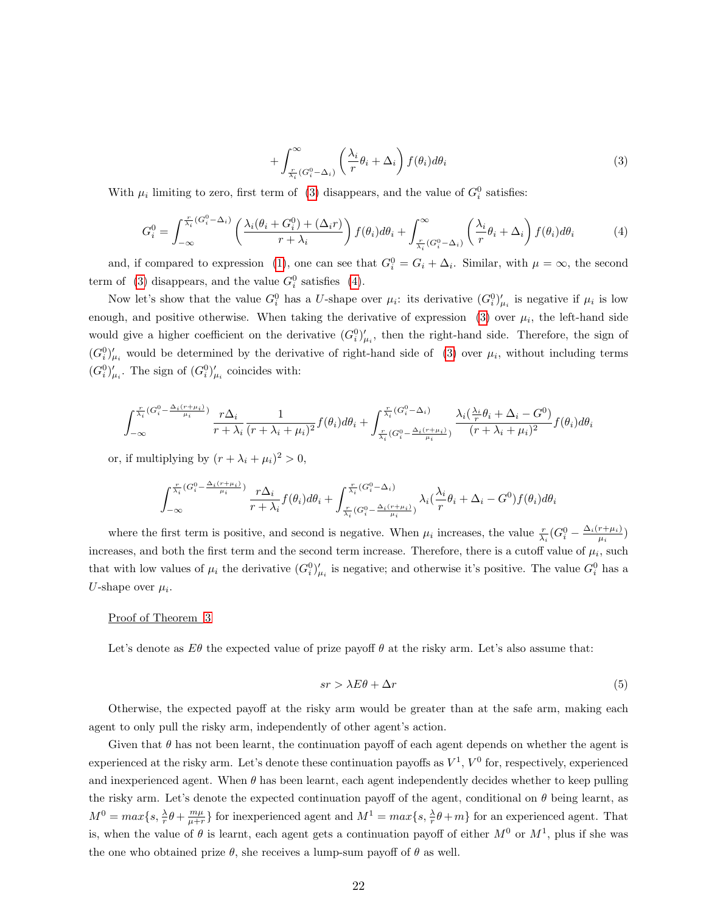$$+\int_{\frac{r}{\lambda_i}(G_i^0-\Delta_i)}^{\infty}\left(\frac{\lambda_i}{r}\theta_i+\Delta_i\right)f(\theta_i)d\theta_i \tag{3}$$

With $\mu_i$ limiting to zero, first term of (3) disappears, and the value of $G_i^0$ satisfies:

$$G_i^0=\int_{-\infty}^{\frac{r}{\lambda_i}(G_i^0-\Delta_i)}\left(\frac{\lambda_i(\theta_i+G_i^0)+(\Delta_i r)}{r+\lambda_i}\right)f(\theta_i)d\theta_i+\int_{\frac{r}{\lambda_i}(G_i^0-\Delta_i)}^{\infty}\left(\frac{\lambda_i}{r}\theta_i+\Delta_i\right)f(\theta_i)d\theta_i \tag{4}$$

and, if compared to expression (1), one can see that $G_i^0=G_i+\Delta_i$. Similar, with $\mu=\infty$, the second term of (3) disappears, and the value $G_i^0$ satisfies (4).

Now let's show that the value $G_i^0$ has a $U$-shape over $\mu_i$: its derivative $(G_i^0)'_{\mu_i}$ is negative if $\mu_i$ is low enough, and positive otherwise. When taking the derivative of expression (3) over $\mu_i$, the left-hand side would give a higher coefficient on the derivative $(G_i^0)'_{\mu_i}$, then the right-hand side. Therefore, the sign of $(G_i^0)'_{\mu_i}$ would be determined by the derivative of right-hand side of (3) over $\mu_i$, without including terms $(G_i^0)'_{\mu_i}$. The sign of $(G_i^0)'_{\mu_i}$ coincides with:

$$\int_{-\infty}^{\frac{r}{\lambda_i}(G_i^0-\frac{\Delta_i(r+\mu_i)}{\mu_i})}\frac{r\Delta_i}{r+\lambda_i}\frac{1}{(r+\lambda_i+\mu_i)^2}f(\theta_i)d\theta_i+\int_{\frac{r}{\lambda_i}(G_i^0-\frac{\Delta_i(r+\mu_i)}{\mu_i})}^{\frac{r}{\lambda_i}(G_i^0-\Delta_i)}\frac{\lambda_i(\frac{\lambda_i}{r}\theta_i+\Delta_i-G^0)}{(r+\lambda_i+\mu_i)^2}f(\theta_i)d\theta_i$$

or, if multiplying by $(r+\lambda_i+\mu_i)^2>0$,

$$\int_{-\infty}^{\frac{r}{\lambda_i}(G_i^0-\frac{\Delta_i(r+\mu_i)}{\mu_i})}\frac{r\Delta_i}{r+\lambda_i}f(\theta_i)d\theta_i+\int_{\frac{r}{\lambda_i}(G_i^0-\frac{\Delta_i(r+\mu_i)}{\mu_i})}^{\frac{r}{\lambda_i}(G_i^0-\Delta_i)}\lambda_i(\frac{\lambda_i}{r}\theta_i+\Delta_i-G^0)f(\theta_i)d\theta_i$$

where the first term is positive, and second is negative. When $\mu_i$ increases, the value $\frac{r}{\lambda_i}(G_i^0-\frac{\Delta_i(r+\mu_i)}{\mu_i})$ increases, and both the first term and the second term increase. Therefore, there is a cutoff value of $\mu_i$, such that with low values of $\mu_i$ the derivative $(G_i^0)'_{\mu_i}$ is negative; and otherwise it's positive. The value $G_i^0$ has a $U$-shape over $\mu_i$.

Proof of Theorem 3

Let's denote as $E\theta$ the expected value of prize payoff $\theta$ at the risky arm. Let's also assume that:

$$sr>\lambda E\theta+\Delta r \tag{5}$$

Otherwise, the expected payoff at the risky arm would be greater than at the safe arm, making each agent to only pull the risky arm, independently of other agent's action.

Given that $\theta$ has not been learnt, the continuation payoff of each agent depends on whether the agent is experienced at the risky arm. Let's denote these continuation payoffs as $V^1$, $V^0$ for, respectively, experienced and inexperienced agent. When $\theta$ has been learnt, each agent independently decides whether to keep pulling the risky arm. Let's denote the expected continuation payoff of the agent, conditional on $\theta$ being learnt, as $M^0=max\{s,\frac{\lambda}{r}\theta+\frac{m\mu}{\mu+r}\}$ for inexperienced agent and $M^1=max\{s,\frac{\lambda}{r}\theta+m\}$ for an experienced agent. That is, when the value of $\theta$ is learnt, each agent gets a continuation payoff of either $M^0$ or $M^1$, plus if she was the one who obtained prize $\theta$, she receives a lump-sum payoff of $\theta$ as well.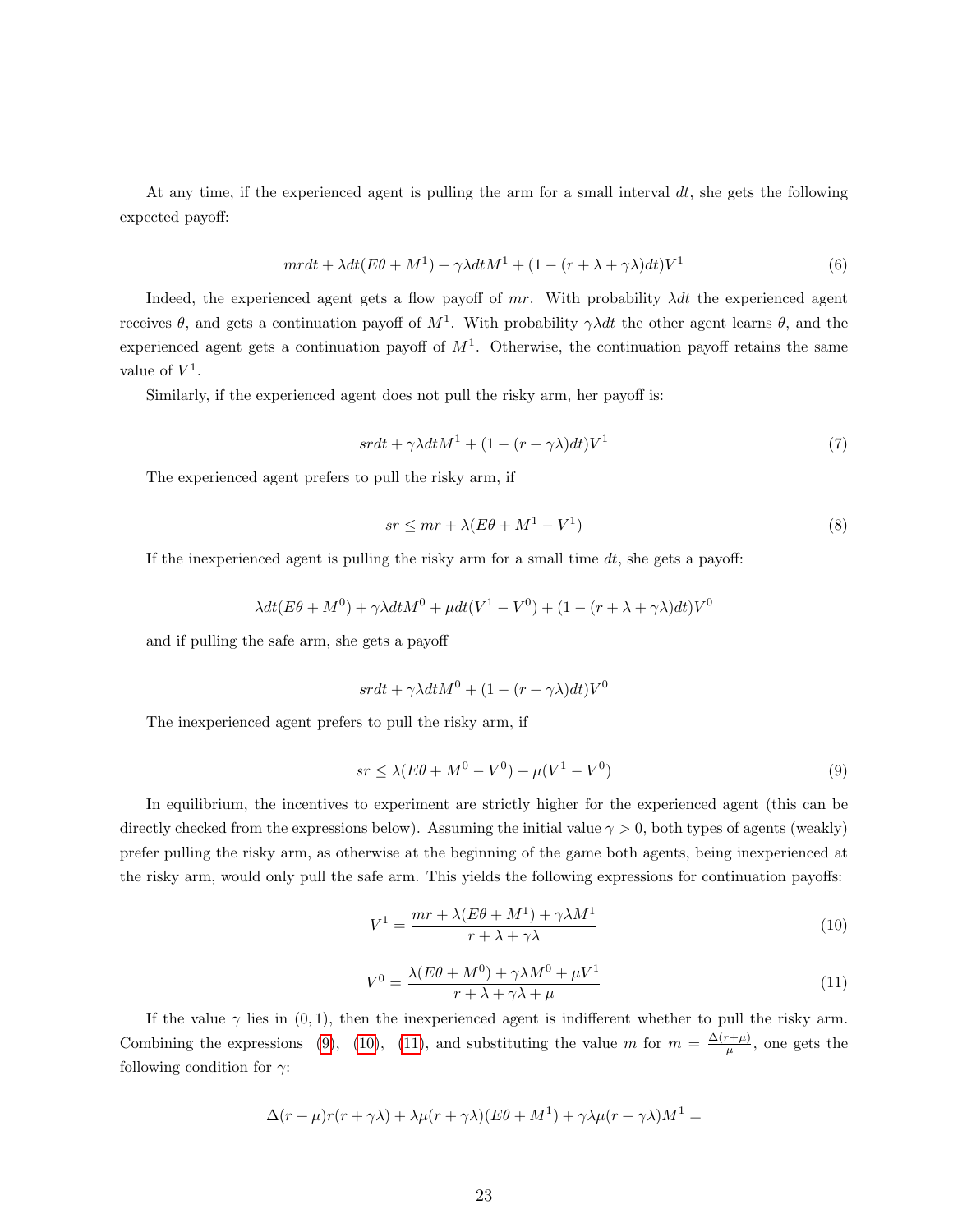At any time, if the experienced agent is pulling the arm for a small interval $dt$, she gets the following expected payoff:

$$mrdt + \lambda dt(E\theta + M^1) + \gamma\lambda dt M^1 + (1 - (r + \lambda + \gamma\lambda)dt)V^1 \tag{6}$$

Indeed, the experienced agent gets a flow payoff of $mr$. With probability $\lambda dt$ the experienced agent receives $\theta$, and gets a continuation payoff of $M^1$. With probability $\gamma\lambda dt$ the other agent learns $\theta$, and the experienced agent gets a continuation payoff of $M^1$. Otherwise, the continuation payoff retains the same value of $V^1$.

Similarly, if the experienced agent does not pull the risky arm, her payoff is:

$$srdt + \gamma\lambda dt M^1 + (1 - (r + \gamma\lambda)dt)V^1 \tag{7}$$

The experienced agent prefers to pull the risky arm, if

$$sr \leq mr + \lambda(E\theta + M^1 - V^1) \tag{8}$$

If the inexperienced agent is pulling the risky arm for a small time $dt$, she gets a payoff:

$$\lambda dt(E\theta + M^0) + \gamma\lambda dt M^0 + \mu dt(V^1 - V^0) + (1 - (r + \lambda + \gamma\lambda)dt)V^0$$

and if pulling the safe arm, she gets a payoff

$$srdt + \gamma\lambda dt M^0 + (1 - (r + \gamma\lambda)dt)V^0$$

The inexperienced agent prefers to pull the risky arm, if

$$sr \leq \lambda(E\theta + M^0 - V^0) + \mu(V^1 - V^0) \tag{9}$$

In equilibrium, the incentives to experiment are strictly higher for the experienced agent (this can be directly checked from the expressions below). Assuming the initial value $\gamma > 0$, both types of agents (weakly) prefer pulling the risky arm, as otherwise at the beginning of the game both agents, being inexperienced at the risky arm, would only pull the safe arm. This yields the following expressions for continuation payoffs:

$$V^1 = \frac{mr + \lambda(E\theta + M^1) + \gamma\lambda M^1}{r + \lambda + \gamma\lambda} \tag{10}$$

$$V^0 = \frac{\lambda(E\theta + M^0) + \gamma\lambda M^0 + \mu V^1}{r + \lambda + \gamma\lambda + \mu} \tag{11}$$

If the value $\gamma$ lies in $(0, 1)$, then the inexperienced agent is indifferent whether to pull the risky arm. Combining the expressions (9), (10), (11), and substituting the value $m$ for $m = \frac{\Delta(r+\mu)}{\mu}$, one gets the following condition for $\gamma$:

$$\Delta(r + \mu)r(r + \gamma\lambda) + \lambda\mu(r + \gamma\lambda)(E\theta + M^1) + \gamma\lambda\mu(r + \gamma\lambda)M^1 =$$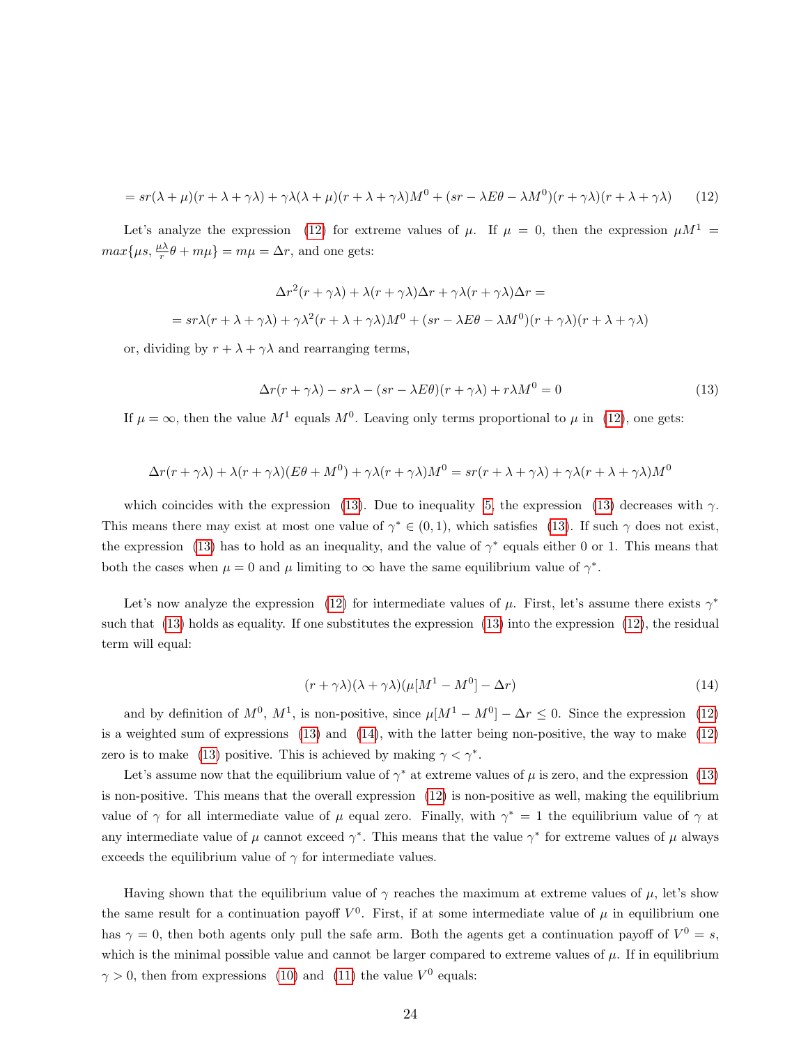$$= sr(\lambda+\mu)(r+\lambda+\gamma\lambda) + \gamma\lambda(\lambda+\mu)(r+\lambda+\gamma\lambda)M^0 + (sr-\lambda E\theta-\lambda M^0)(r+\gamma\lambda)(r+\lambda+\gamma\lambda) \tag{12}$$

Let's analyze the expression (12) for extreme values of $\mu$. If $\mu = 0$, then the expression $\mu M^1 = max\{\mu s, \frac{\mu\lambda}{r}\theta + m\mu\} = m\mu = \Delta r$, and one gets:

$$\Delta r^2(r+\gamma\lambda) + \lambda(r+\gamma\lambda)\Delta r + \gamma\lambda(r+\gamma\lambda)\Delta r =$$

$$= sr\lambda(r+\lambda+\gamma\lambda) + \gamma\lambda^2(r+\lambda+\gamma\lambda)M^0 + (sr-\lambda E\theta-\lambda M^0)(r+\gamma\lambda)(r+\lambda+\gamma\lambda)$$

or, dividing by $r+\lambda+\gamma\lambda$ and rearranging terms,

$$\Delta r(r+\gamma\lambda) - sr\lambda - (sr-\lambda E\theta)(r+\gamma\lambda) + r\lambda M^0 = 0 \tag{13}$$

If $\mu = \infty$, then the value $M^1$ equals $M^0$. Leaving only terms proportional to $\mu$ in (12), one gets:

$$\Delta r(r+\gamma\lambda) + \lambda(r+\gamma\lambda)(E\theta + M^0) + \gamma\lambda(r+\gamma\lambda)M^0 = sr(r+\lambda+\gamma\lambda) + \gamma\lambda(r+\lambda+\gamma\lambda)M^0$$

which coincides with the expression (13). Due to inequality 5, the expression (13) decreases with $\gamma$. This means there may exist at most one value of $\gamma^* \in (0,1)$, which satisfies (13). If such $\gamma$ does not exist, the expression (13) has to hold as an inequality, and the value of $\gamma^*$ equals either 0 or 1. This means that both the cases when $\mu = 0$ and $\mu$ limiting to $\infty$ have the same equilibrium value of $\gamma^*$.

Let's now analyze the expression (12) for intermediate values of $\mu$. First, let's assume there exists $\gamma^*$ such that (13) holds as equality. If one substitutes the expression (13) into the expression (12), the residual term will equal:

$$(r+\gamma\lambda)(\lambda+\gamma\lambda)(\mu[M^1 - M^0] - \Delta r) \tag{14}$$

and by definition of $M^0$, $M^1$, is non-positive, since $\mu[M^1 - M^0] - \Delta r \leq 0$. Since the expression (12) is a weighted sum of expressions (13) and (14), with the latter being non-positive, the way to make (12) zero is to make (13) positive. This is achieved by making $\gamma < \gamma^*$.

Let's assume now that the equilibrium value of $\gamma^*$ at extreme values of $\mu$ is zero, and the expression (13) is non-positive. This means that the overall expression (12) is non-positive as well, making the equilibrium value of $\gamma$ for all intermediate value of $\mu$ equal zero. Finally, with $\gamma^* = 1$ the equilibrium value of $\gamma$ at any intermediate value of $\mu$ cannot exceed $\gamma^*$. This means that the value $\gamma^*$ for extreme values of $\mu$ always exceeds the equilibrium value of $\gamma$ for intermediate values.

Having shown that the equilibrium value of $\gamma$ reaches the maximum at extreme values of $\mu$, let's show the same result for a continuation payoff $V^0$. First, if at some intermediate value of $\mu$ in equilibrium one has $\gamma = 0$, then both agents only pull the safe arm. Both the agents get a continuation payoff of $V^0 = s$, which is the minimal possible value and cannot be larger compared to extreme values of $\mu$. If in equilibrium $\gamma > 0$, then from expressions (10) and (11) the value $V^0$ equals: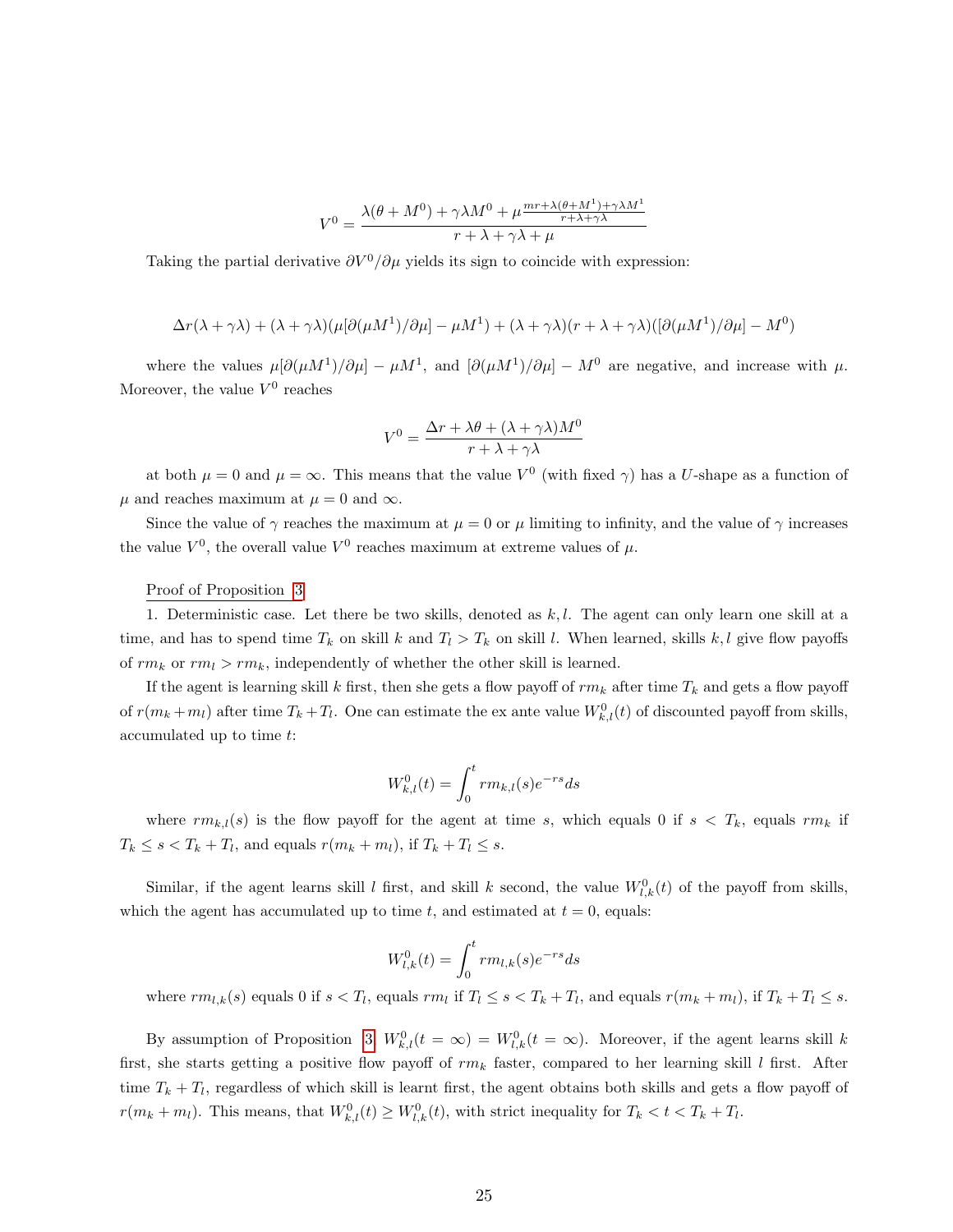$$V^0 = \frac{\lambda(\theta + M^0) + \gamma\lambda M^0 + \mu\frac{mr + \lambda(\theta+M^1)+\gamma\lambda M^1}{r+\lambda+\gamma\lambda}}{r+\lambda+\gamma\lambda+\mu}$$

Taking the partial derivative $\partial V^0/\partial\mu$ yields its sign to coincide with expression:

$$\Delta r(\lambda + \gamma\lambda) + (\lambda+\gamma\lambda)(\mu[\partial(\mu M^1)/\partial\mu] - \mu M^1) + (\lambda+\gamma\lambda)(r+\lambda+\gamma\lambda)([\partial(\mu M^1)/\partial\mu] - M^0)$$

where the values $\mu[\partial(\mu M^1)/\partial\mu] - \mu M^1$, and $[\partial(\mu M^1)/\partial\mu] - M^0$ are negative, and increase with $\mu$. Moreover, the value $V^0$ reaches

$$V^0 = \frac{\Delta r + \lambda\theta + (\lambda+\gamma\lambda)M^0}{r+\lambda+\gamma\lambda}$$

at both $\mu = 0$ and $\mu = \infty$. This means that the value $V^0$ (with fixed $\gamma$) has a $U$-shape as a function of $\mu$ and reaches maximum at $\mu = 0$ and $\infty$.

Since the value of $\gamma$ reaches the maximum at $\mu = 0$ or $\mu$ limiting to infinity, and the value of $\gamma$ increases the value $V^0$, the overall value $V^0$ reaches maximum at extreme values of $\mu$.

Proof of Proposition 3

1. Deterministic case. Let there be two skills, denoted as $k, l$. The agent can only learn one skill at a time, and has to spend time $T_k$ on skill $k$ and $T_l > T_k$ on skill $l$. When learned, skills $k, l$ give flow payoffs of $rm_k$ or $rm_l > rm_k$, independently of whether the other skill is learned.

If the agent is learning skill $k$ first, then she gets a flow payoff of $rm_k$ after time $T_k$ and gets a flow payoff of $r(m_k + m_l)$ after time $T_k + T_l$. One can estimate the ex ante value $W^0_{k,l}(t)$ of discounted payoff from skills, accumulated up to time $t$:

$$W^0_{k,l}(t) = \int_0^t rm_{k,l}(s)e^{-rs}ds$$

where $rm_{k,l}(s)$ is the flow payoff for the agent at time $s$, which equals 0 if $s < T_k$, equals $rm_k$ if $T_k \le s < T_k + T_l$, and equals $r(m_k + m_l)$, if $T_k + T_l \le s$.

Similar, if the agent learns skill $l$ first, and skill $k$ second, the value $W^0_{l,k}(t)$ of the payoff from skills, which the agent has accumulated up to time $t$, and estimated at $t = 0$, equals:

$$W^0_{l,k}(t) = \int_0^t rm_{l,k}(s)e^{-rs}ds$$

where $rm_{l,k}(s)$ equals 0 if $s < T_l$, equals $rm_l$ if $T_l \le s < T_k + T_l$, and equals $r(m_k + m_l)$, if $T_k + T_l \le s$.

By assumption of Proposition 3 $W^0_{k,l}(t = \infty) = W^0_{l,k}(t = \infty)$. Moreover, if the agent learns skill $k$ first, she starts getting a positive flow payoff of $rm_k$ faster, compared to her learning skill $l$ first. After time $T_k + T_l$, regardless of which skill is learnt first, the agent obtains both skills and gets a flow payoff of $r(m_k + m_l)$. This means, that $W^0_{k,l}(t) \ge W^0_{l,k}(t)$, with strict inequality for $T_k < t < T_k + T_l$.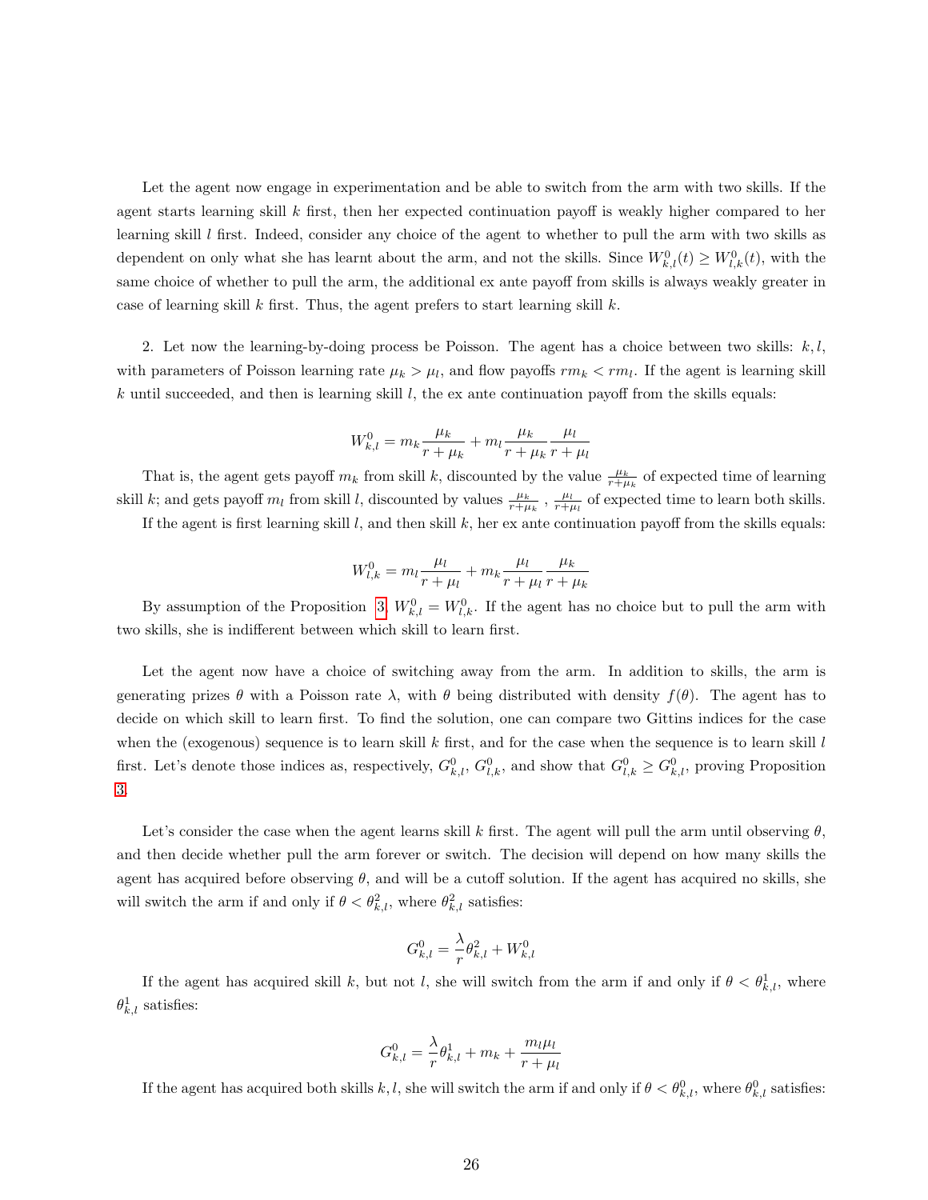Let the agent now engage in experimentation and be able to switch from the arm with two skills. If the agent starts learning skill $k$ first, then her expected continuation payoff is weakly higher compared to her learning skill $l$ first. Indeed, consider any choice of the agent to whether to pull the arm with two skills as dependent on only what she has learnt about the arm, and not the skills. Since $W^0_{k,l}(t) \geq W^0_{l,k}(t)$, with the same choice of whether to pull the arm, the additional ex ante payoff from skills is always weakly greater in case of learning skill $k$ first. Thus, the agent prefers to start learning skill $k$.

2. Let now the learning-by-doing process be Poisson. The agent has a choice between two skills: $k, l$, with parameters of Poisson learning rate $\mu_k > \mu_l$, and flow payoffs $rm_k < rm_l$. If the agent is learning skill $k$ until succeeded, and then is learning skill $l$, the ex ante continuation payoff from the skills equals:

$$W^0_{k,l} = m_k \frac{\mu_k}{r + \mu_k} + m_l \frac{\mu_k}{r + \mu_k} \frac{\mu_l}{r + \mu_l}$$

That is, the agent gets payoff $m_k$ from skill $k$, discounted by the value $\frac{\mu_k}{r+\mu_k}$ of expected time of learning skill $k$; and gets payoff $m_l$ from skill $l$, discounted by values $\frac{\mu_k}{r+\mu_k}$ , $\frac{\mu_l}{r+\mu_l}$ of expected time to learn both skills.

If the agent is first learning skill $l$, and then skill $k$, her ex ante continuation payoff from the skills equals:

$$W^0_{l,k} = m_l \frac{\mu_l}{r + \mu_l} + m_k \frac{\mu_l}{r + \mu_l} \frac{\mu_k}{r + \mu_k}$$

By assumption of the Proposition 3, $W^0_{k,l} = W^0_{l,k}$. If the agent has no choice but to pull the arm with two skills, she is indifferent between which skill to learn first.

Let the agent now have a choice of switching away from the arm. In addition to skills, the arm is generating prizes $\theta$ with a Poisson rate $\lambda$, with $\theta$ being distributed with density $f(\theta)$. The agent has to decide on which skill to learn first. To find the solution, one can compare two Gittins indices for the case when the (exogenous) sequence is to learn skill $k$ first, and for the case when the sequence is to learn skill $l$ first. Let's denote those indices as, respectively, $G^0_{k,l}$, $G^0_{l,k}$, and show that $G^0_{l,k} \geq G^0_{k,l}$, proving Proposition 3.

Let's consider the case when the agent learns skill $k$ first. The agent will pull the arm until observing $\theta$, and then decide whether pull the arm forever or switch. The decision will depend on how many skills the agent has acquired before observing $\theta$, and will be a cutoff solution. If the agent has acquired no skills, she will switch the arm if and only if $\theta < \theta^2_{k,l}$, where $\theta^2_{k,l}$ satisfies:

$$G^0_{k,l} = \frac{\lambda}{r} \theta^2_{k,l} + W^0_{k,l}$$

If the agent has acquired skill $k$, but not $l$, she will switch from the arm if and only if $\theta < \theta^1_{k,l}$, where $\theta^1_{k,l}$ satisfies:

$$G^0_{k,l} = \frac{\lambda}{r} \theta^1_{k,l} + m_k + \frac{m_l \mu_l}{r + \mu_l}$$

If the agent has acquired both skills $k, l$, she will switch the arm if and only if $\theta < \theta^0_{k,l}$, where $\theta^0_{k,l}$ satisfies: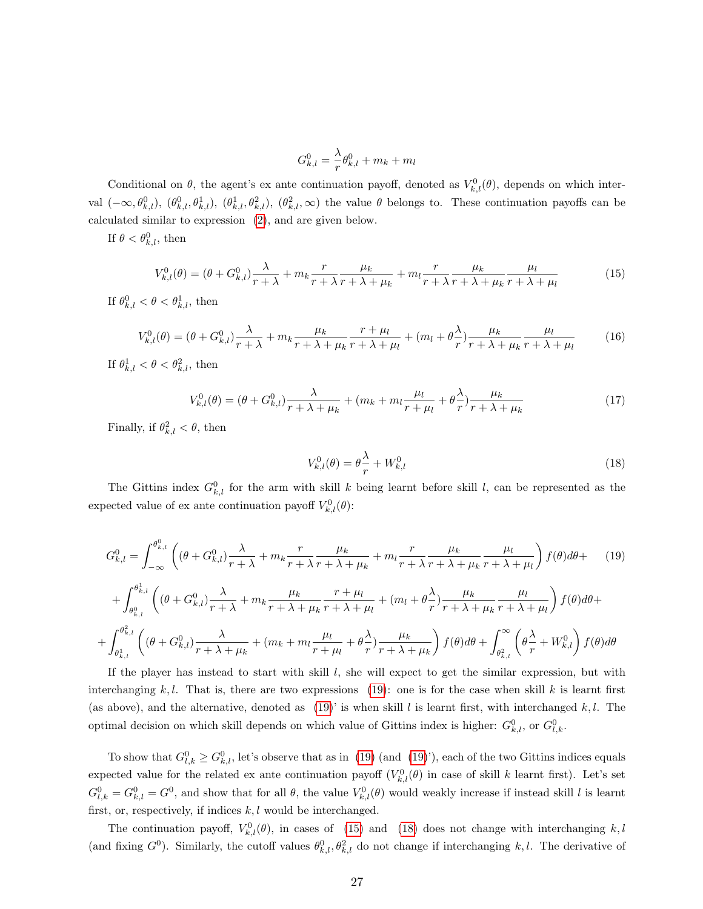$$G^0_{k,l} = \frac{\lambda}{r}\theta^0_{k,l} + m_k + m_l$$

Conditional on $\theta$, the agent's ex ante continuation payoff, denoted as $V^0_{k,l}(\theta)$, depends on which interval $(-\infty, \theta^0_{k,l})$, $(\theta^0_{k,l}, \theta^1_{k,l})$, $(\theta^1_{k,l}, \theta^2_{k,l})$, $(\theta^2_{k,l}, \infty)$ the value $\theta$ belongs to. These continuation payoffs can be calculated similar to expression (2), and are given below.

If $\theta < \theta^0_{k,l}$, then

$$V^0_{k,l}(\theta) = (\theta + G^0_{k,l})\frac{\lambda}{r+\lambda} + m_k\frac{r}{r+\lambda}\frac{\mu_k}{r+\lambda+\mu_k} + m_l\frac{r}{r+\lambda}\frac{\mu_k}{r+\lambda+\mu_k}\frac{\mu_l}{r+\lambda+\mu_l} \tag{15}$$

If $\theta^0_{k,l} < \theta < \theta^1_{k,l}$, then

$$V^0_{k,l}(\theta) = (\theta + G^0_{k,l})\frac{\lambda}{r+\lambda} + m_k\frac{\mu_k}{r+\lambda+\mu_k}\frac{r+\mu_l}{r+\lambda+\mu_l} + (m_l + \theta\frac{\lambda}{r})\frac{\mu_k}{r+\lambda+\mu_k}\frac{\mu_l}{r+\lambda+\mu_l} \tag{16}$$

If $\theta^1_{k,l} < \theta < \theta^2_{k,l}$, then

$$V^0_{k,l}(\theta) = (\theta + G^0_{k,l})\frac{\lambda}{r+\lambda+\mu_k} + (m_k + m_l\frac{\mu_l}{r+\mu_l} + \theta\frac{\lambda}{r})\frac{\mu_k}{r+\lambda+\mu_k} \tag{17}$$

Finally, if $\theta^2_{k,l} < \theta$, then

$$V^0_{k,l}(\theta) = \theta\frac{\lambda}{r} + W^0_{k,l} \tag{18}$$

The Gittins index $G^0_{k,l}$ for the arm with skill $k$ being learnt before skill $l$, can be represented as the expected value of ex ante continuation payoff $V^0_{k,l}(\theta)$:

$$\begin{aligned}
G^0_{k,l} = &\int_{-\infty}^{\theta^0_{k,l}} \left((\theta + G^0_{k,l})\frac{\lambda}{r+\lambda} + m_k\frac{r}{r+\lambda}\frac{\mu_k}{r+\lambda+\mu_k} + m_l\frac{r}{r+\lambda}\frac{\mu_k}{r+\lambda+\mu_k}\frac{\mu_l}{r+\lambda+\mu_l}\right) f(\theta)d\theta + \\
&+ \int_{\theta^0_{k,l}}^{\theta^1_{k,l}} \left((\theta + G^0_{k,l})\frac{\lambda}{r+\lambda} + m_k\frac{\mu_k}{r+\lambda+\mu_k}\frac{r+\mu_l}{r+\lambda+\mu_l} + (m_l + \theta\frac{\lambda}{r})\frac{\mu_k}{r+\lambda+\mu_k}\frac{\mu_l}{r+\lambda+\mu_l}\right) f(\theta)d\theta + \\
&+ \int_{\theta^1_{k,l}}^{\theta^2_{k,l}} \left((\theta + G^0_{k,l})\frac{\lambda}{r+\lambda+\mu_k} + (m_k + m_l\frac{\mu_l}{r+\mu_l} + \theta\frac{\lambda}{r})\frac{\mu_k}{r+\lambda+\mu_k}\right) f(\theta)d\theta + \int_{\theta^2_{k,l}}^{\infty} \left(\theta\frac{\lambda}{r} + W^0_{k,l}\right) f(\theta)d\theta
\end{aligned} \tag{19}$$

If the player has instead to start with skill $l$, she will expect to get the similar expression, but with interchanging $k, l$. That is, there are two expressions (19): one is for the case when skill $k$ is learnt first (as above), and the alternative, denoted as (19)' is when skill $l$ is learnt first, with interchanged $k, l$. The optimal decision on which skill depends on which value of Gittins index is higher: $G^0_{k,l}$, or $G^0_{l,k}$.

To show that $G^0_{l,k} \geq G^0_{k,l}$, let's observe that as in (19) (and (19)'), each of the two Gittins indices equals expected value for the related ex ante continuation payoff ($V^0_{k,l}(\theta)$ in case of skill $k$ learnt first). Let's set $G^0_{l,k} = G^0_{k,l} = G^0$, and show that for all $\theta$, the value $V^0_{k,l}(\theta)$ would weakly increase if instead skill $l$ is learnt first, or, respectively, if indices $k, l$ would be interchanged.

The continuation payoff, $V^0_{k,l}(\theta)$, in cases of (15) and (18) does not change with interchanging $k, l$ (and fixing $G^0$). Similarly, the cutoff values $\theta^0_{k,l}, \theta^2_{k,l}$ do not change if interchanging $k, l$. The derivative of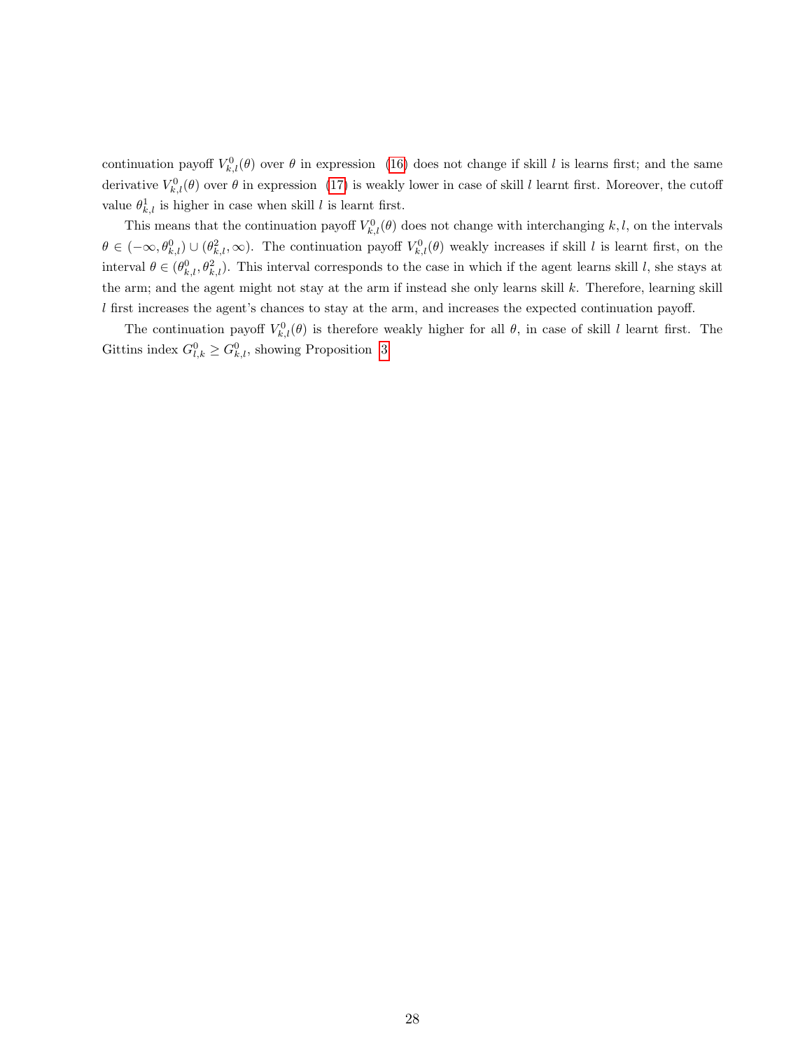continuation payoff $V^0_{k,l}(\theta)$ over $\theta$ in expression (16) does not change if skill $l$ is learns first; and the same derivative $V^0_{k,l}(\theta)$ over $\theta$ in expression (17) is weakly lower in case of skill $l$ learnt first. Moreover, the cutoff value $\theta^1_{k,l}$ is higher in case when skill $l$ is learnt first.

This means that the continuation payoff $V^0_{k,l}(\theta)$ does not change with interchanging $k, l$, on the intervals $\theta \in (-\infty, \theta^0_{k,l}) \cup (\theta^2_{k,l}, \infty)$. The continuation payoff $V^0_{k,l}(\theta)$ weakly increases if skill $l$ is learnt first, on the interval $\theta \in (\theta^0_{k,l}, \theta^2_{k,l})$. This interval corresponds to the case in which if the agent learns skill $l$, she stays at the arm; and the agent might not stay at the arm if instead she only learns skill $k$. Therefore, learning skill $l$ first increases the agent's chances to stay at the arm, and increases the expected continuation payoff.

The continuation payoff $V^0_{k,l}(\theta)$ is therefore weakly higher for all $\theta$, in case of skill $l$ learnt first. The Gittins index $G^0_{l,k} \geq G^0_{k,l}$, showing Proposition 3.